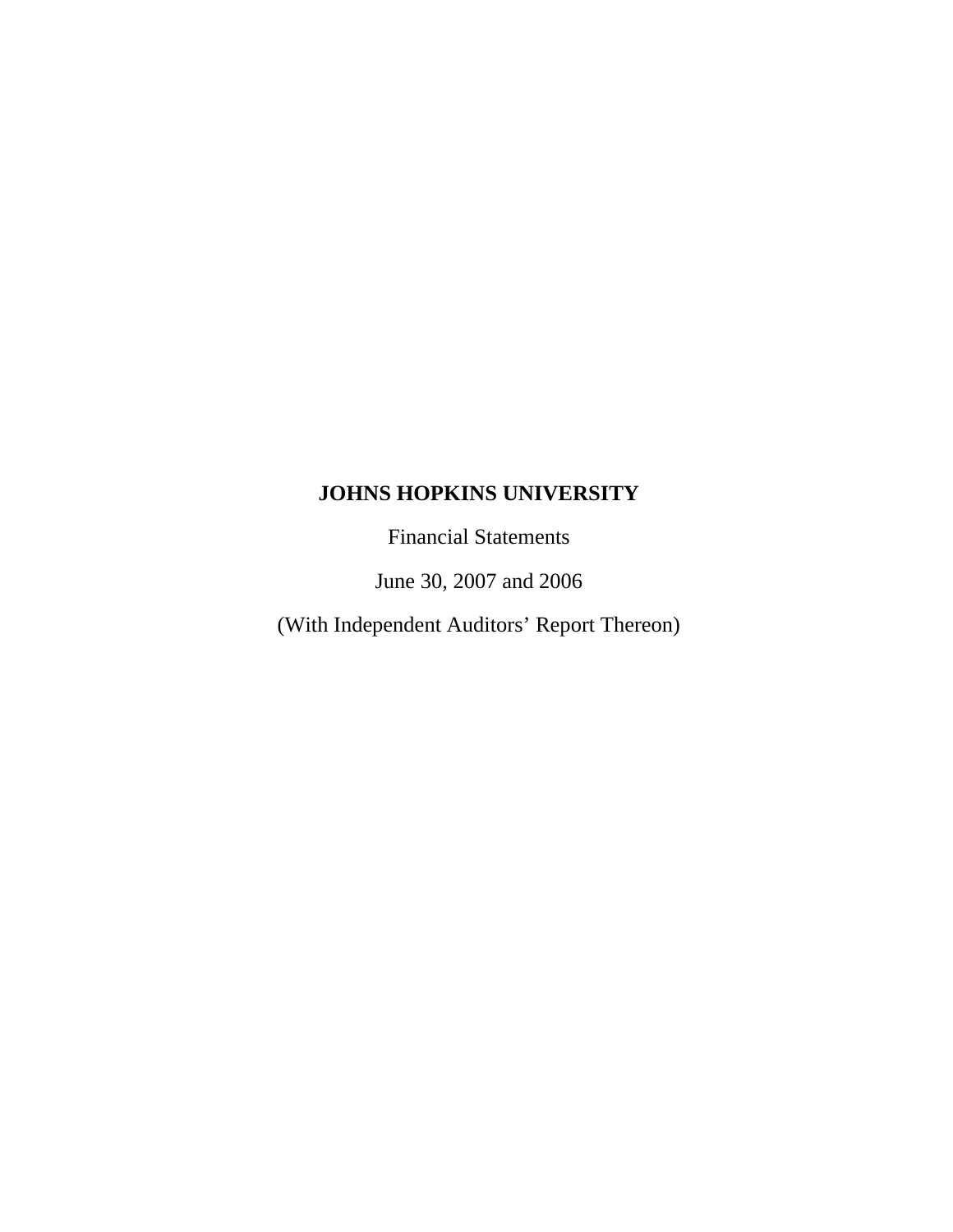# JOHNS HOPKINS UNIVERSITY

Financial Statements

June 30, 2007 and 2006

(With Independent Auditors' Report Thereon)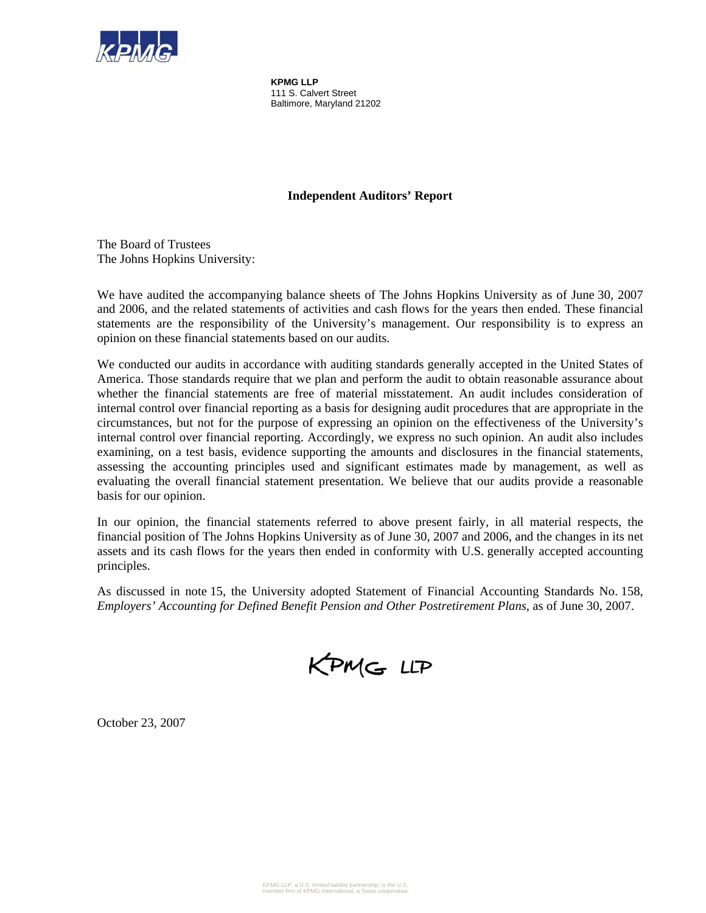**KPMG LLP**
111 S. Calvert Street
Baltimore, Maryland 21202

## Independent Auditors' Report

The Board of Trustees
The Johns Hopkins University:

We have audited the accompanying balance sheets of The Johns Hopkins University as of June 30, 2007 and 2006, and the related statements of activities and cash flows for the years then ended. These financial statements are the responsibility of the University's management. Our responsibility is to express an opinion on these financial statements based on our audits.

We conducted our audits in accordance with auditing standards generally accepted in the United States of America. Those standards require that we plan and perform the audit to obtain reasonable assurance about whether the financial statements are free of material misstatement. An audit includes consideration of internal control over financial reporting as a basis for designing audit procedures that are appropriate in the circumstances, but not for the purpose of expressing an opinion on the effectiveness of the University's internal control over financial reporting. Accordingly, we express no such opinion. An audit also includes examining, on a test basis, evidence supporting the amounts and disclosures in the financial statements, assessing the accounting principles used and significant estimates made by management, as well as evaluating the overall financial statement presentation. We believe that our audits provide a reasonable basis for our opinion.

In our opinion, the financial statements referred to above present fairly, in all material respects, the financial position of The Johns Hopkins University as of June 30, 2007 and 2006, and the changes in its net assets and its cash flows for the years then ended in conformity with U.S. generally accepted accounting principles.

As discussed in note 15, the University adopted Statement of Financial Accounting Standards No. 158, *Employers' Accounting for Defined Benefit Pension and Other Postretirement Plans*, as of June 30, 2007.

KPMG LLP

October 23, 2007

KPMG LLP, a U.S. limited liability partnership, is the U.S. member firm of KPMG International, a Swiss cooperative.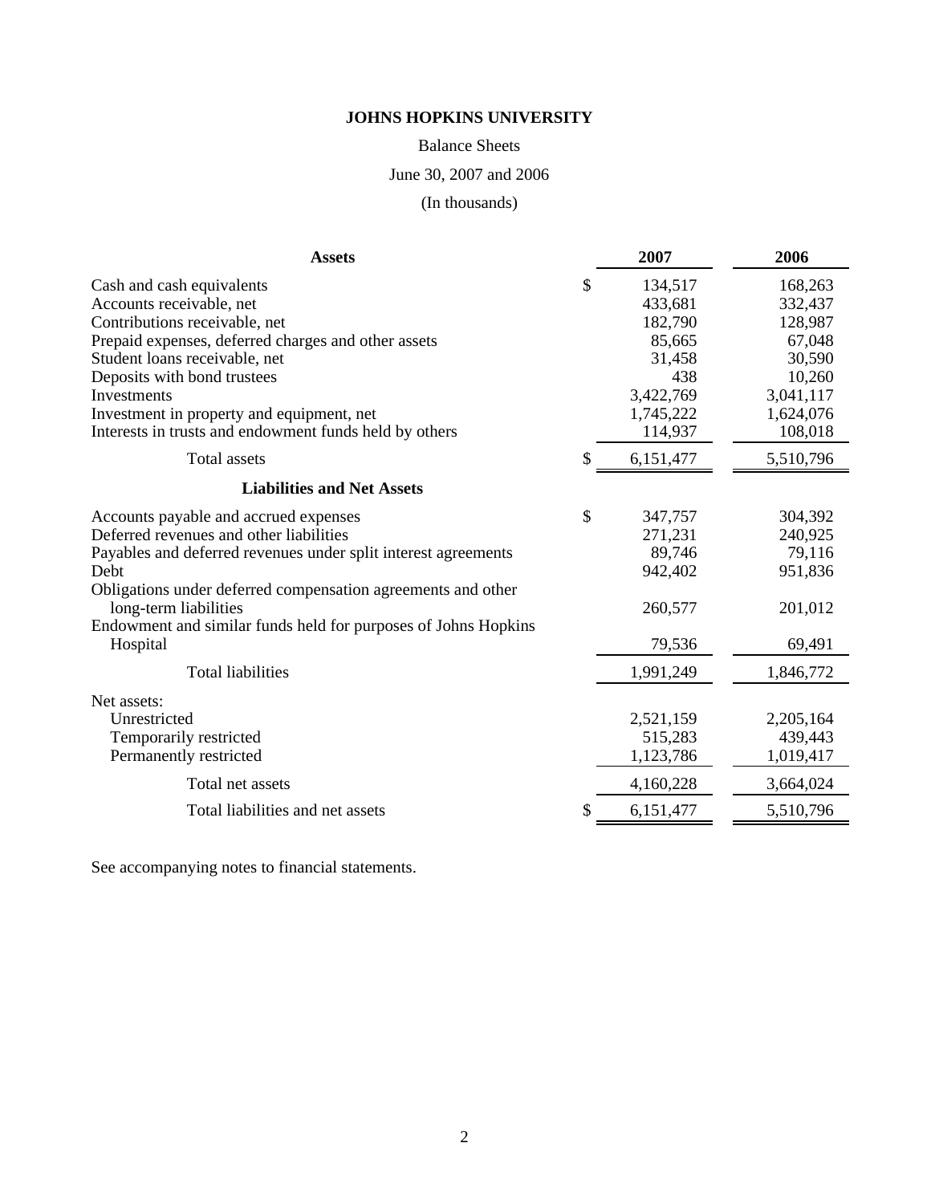# JOHNS HOPKINS UNIVERSITY

Balance Sheets

June 30, 2007 and 2006

(In thousands)

| **Assets** | **2007** | **2006** |
|---|---|---|
| Cash and cash equivalents | $ 134,517 | 168,263 |
| Accounts receivable, net | 433,681 | 332,437 |
| Contributions receivable, net | 182,790 | 128,987 |
| Prepaid expenses, deferred charges and other assets | 85,665 | 67,048 |
| Student loans receivable, net | 31,458 | 30,590 |
| Deposits with bond trustees | 438 | 10,260 |
| Investments | 3,422,769 | 3,041,117 |
| Investment in property and equipment, net | 1,745,222 | 1,624,076 |
| Interests in trusts and endowment funds held by others | 114,937 | 108,018 |
| Total assets | $ 6,151,477 | 5,510,796 |
| **Liabilities and Net Assets** | | |
| Accounts payable and accrued expenses | $ 347,757 | 304,392 |
| Deferred revenues and other liabilities | 271,231 | 240,925 |
| Payables and deferred revenues under split interest agreements | 89,746 | 79,116 |
| Debt | 942,402 | 951,836 |
| Obligations under deferred compensation agreements and other long-term liabilities | 260,577 | 201,012 |
| Endowment and similar funds held for purposes of Johns Hopkins Hospital | 79,536 | 69,491 |
| Total liabilities | 1,991,249 | 1,846,772 |
| Net assets: | | |
| Unrestricted | 2,521,159 | 2,205,164 |
| Temporarily restricted | 515,283 | 439,443 |
| Permanently restricted | 1,123,786 | 1,019,417 |
| Total net assets | 4,160,228 | 3,664,024 |
| Total liabilities and net assets | $ 6,151,477 | 5,510,796 |

See accompanying notes to financial statements.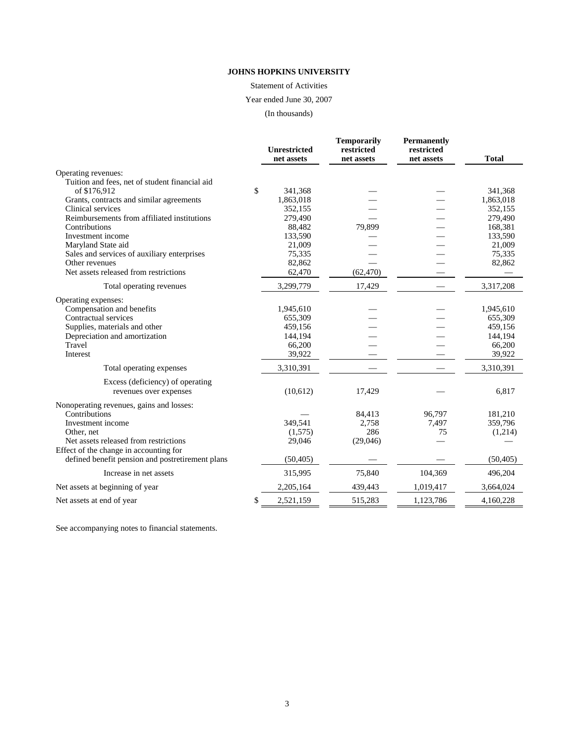**JOHNS HOPKINS UNIVERSITY**

Statement of Activities

Year ended June 30, 2007

(In thousands)

| | Unrestricted net assets | Temporarily restricted net assets | Permanently restricted net assets | Total |
|---|---|---|---|---|
| Operating revenues: | | | | |
| Tuition and fees, net of student financial aid of $176,912 | $ 341,368 | — | — | 341,368 |
| Grants, contracts and similar agreements | 1,863,018 | — | — | 1,863,018 |
| Clinical services | 352,155 | — | — | 352,155 |
| Reimbursements from affiliated institutions | 279,490 | — | — | 279,490 |
| Contributions | 88,482 | 79,899 | — | 168,381 |
| Investment income | 133,590 | — | — | 133,590 |
| Maryland State aid | 21,009 | — | — | 21,009 |
| Sales and services of auxiliary enterprises | 75,335 | — | — | 75,335 |
| Other revenues | 82,862 | — | — | 82,862 |
| Net assets released from restrictions | 62,470 | (62,470) | — | — |
| Total operating revenues | 3,299,779 | 17,429 | — | 3,317,208 |
| Operating expenses: | | | | |
| Compensation and benefits | 1,945,610 | — | — | 1,945,610 |
| Contractual services | 655,309 | — | — | 655,309 |
| Supplies, materials and other | 459,156 | — | — | 459,156 |
| Depreciation and amortization | 144,194 | — | — | 144,194 |
| Travel | 66,200 | — | — | 66,200 |
| Interest | 39,922 | — | — | 39,922 |
| Total operating expenses | 3,310,391 | — | — | 3,310,391 |
| Excess (deficiency) of operating revenues over expenses | (10,612) | 17,429 | — | 6,817 |
| Nonoperating revenues, gains and losses: | | | | |
| Contributions | — | 84,413 | 96,797 | 181,210 |
| Investment income | 349,541 | 2,758 | 7,497 | 359,796 |
| Other, net | (1,575) | 286 | 75 | (1,214) |
| Net assets released from restrictions | 29,046 | (29,046) | — | — |
| Effect of the change in accounting for defined benefit pension and postretirement plans | (50,405) | — | — | (50,405) |
| Increase in net assets | 315,995 | 75,840 | 104,369 | 496,204 |
| Net assets at beginning of year | 2,205,164 | 439,443 | 1,019,417 | 3,664,024 |
| Net assets at end of year | $ 2,521,159 | 515,283 | 1,123,786 | 4,160,228 |

See accompanying notes to financial statements.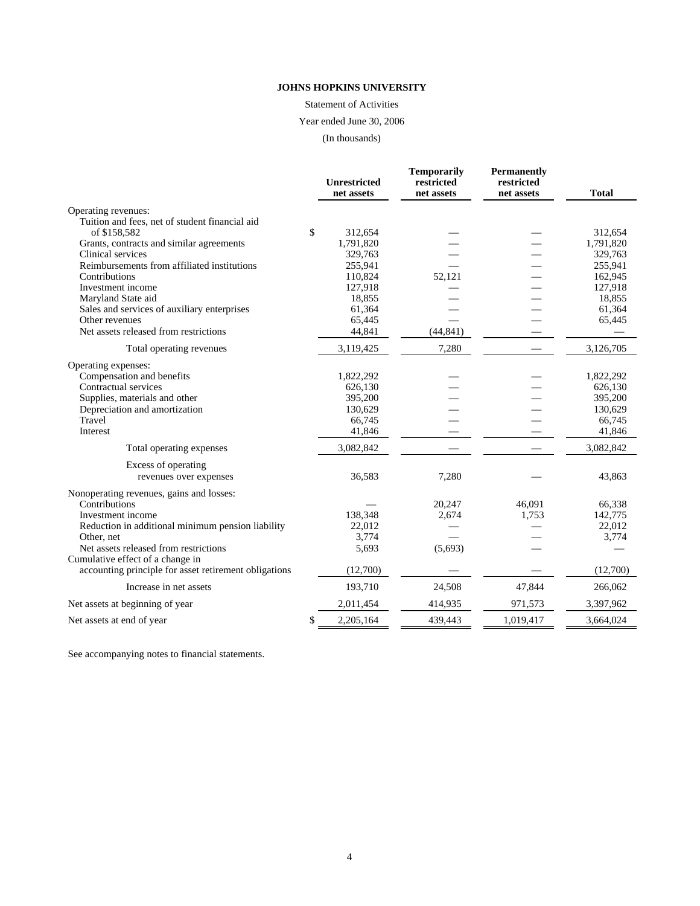**JOHNS HOPKINS UNIVERSITY**

Statement of Activities

Year ended June 30, 2006

(In thousands)

| | Unrestricted net assets | Temporarily restricted net assets | Permanently restricted net assets | Total |
|---|---|---|---|---|
| Operating revenues: | | | | |
| Tuition and fees, net of student financial aid of $158,582 | $ 312,654 | — | — | 312,654 |
| Grants, contracts and similar agreements | 1,791,820 | — | — | 1,791,820 |
| Clinical services | 329,763 | — | — | 329,763 |
| Reimbursements from affiliated institutions | 255,941 | — | — | 255,941 |
| Contributions | 110,824 | 52,121 | — | 162,945 |
| Investment income | 127,918 | — | — | 127,918 |
| Maryland State aid | 18,855 | — | — | 18,855 |
| Sales and services of auxiliary enterprises | 61,364 | — | — | 61,364 |
| Other revenues | 65,445 | — | — | 65,445 |
| Net assets released from restrictions | 44,841 | (44,841) | — | — |
| Total operating revenues | 3,119,425 | 7,280 | — | 3,126,705 |
| Operating expenses: | | | | |
| Compensation and benefits | 1,822,292 | — | — | 1,822,292 |
| Contractual services | 626,130 | — | — | 626,130 |
| Supplies, materials and other | 395,200 | — | — | 395,200 |
| Depreciation and amortization | 130,629 | — | — | 130,629 |
| Travel | 66,745 | — | — | 66,745 |
| Interest | 41,846 | — | — | 41,846 |
| Total operating expenses | 3,082,842 | — | — | 3,082,842 |
| Excess of operating revenues over expenses | 36,583 | 7,280 | — | 43,863 |
| Nonoperating revenues, gains and losses: | | | | |
| Contributions | — | 20,247 | 46,091 | 66,338 |
| Investment income | 138,348 | 2,674 | 1,753 | 142,775 |
| Reduction in additional minimum pension liability | 22,012 | — | — | 22,012 |
| Other, net | 3,774 | — | — | 3,774 |
| Net assets released from restrictions | 5,693 | (5,693) | — | — |
| Cumulative effect of a change in accounting principle for asset retirement obligations | (12,700) | — | — | (12,700) |
| Increase in net assets | 193,710 | 24,508 | 47,844 | 266,062 |
| Net assets at beginning of year | 2,011,454 | 414,935 | 971,573 | 3,397,962 |
| Net assets at end of year | $ 2,205,164 | 439,443 | 1,019,417 | 3,664,024 |

See accompanying notes to financial statements.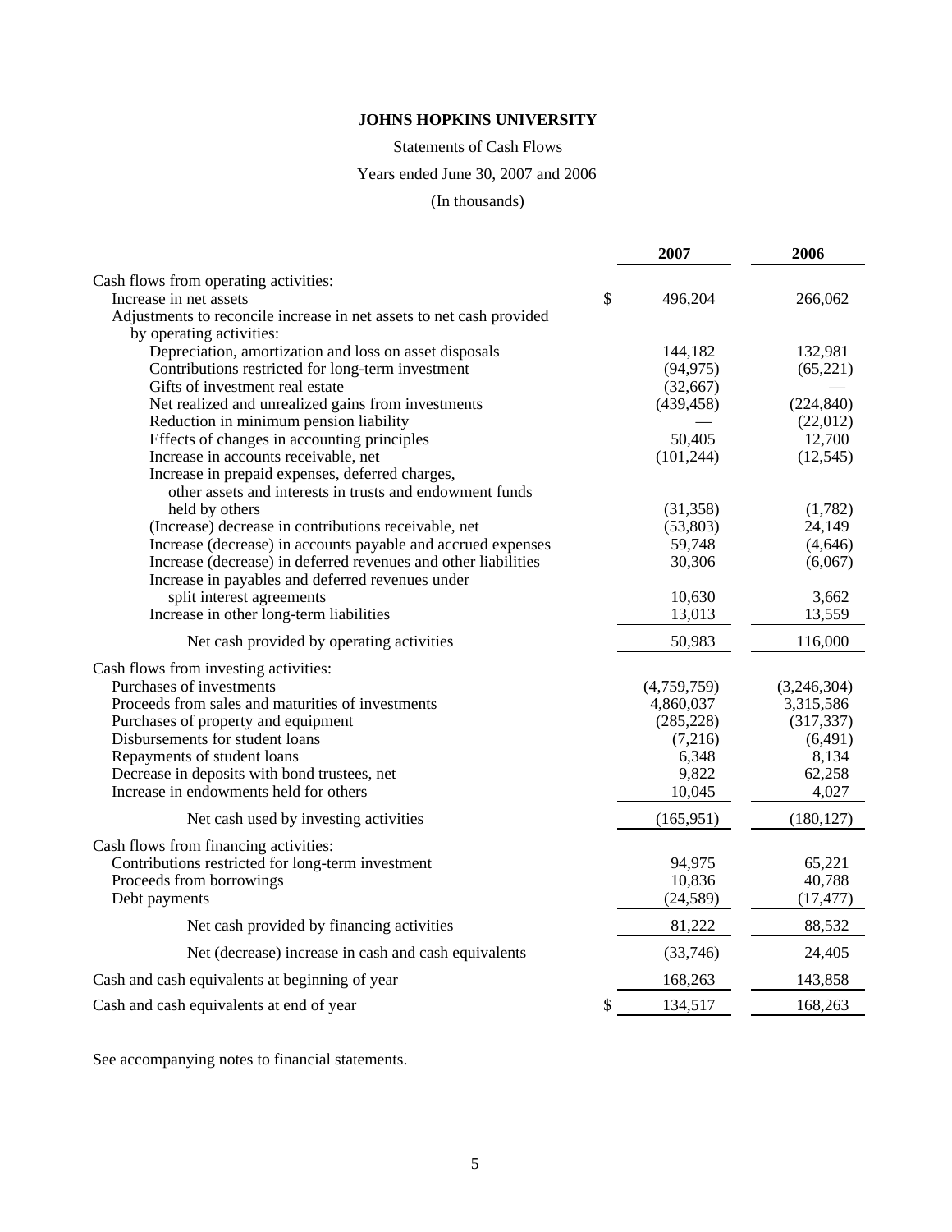# JOHNS HOPKINS UNIVERSITY

Statements of Cash Flows

Years ended June 30, 2007 and 2006

(In thousands)

| | 2007 | 2006 |
|---|---|---|
| Cash flows from operating activities: | | |
| Increase in net assets | $ 496,204 | 266,062 |
| Adjustments to reconcile increase in net assets to net cash provided by operating activities: | | |
| Depreciation, amortization and loss on asset disposals | 144,182 | 132,981 |
| Contributions restricted for long-term investment | (94,975) | (65,221) |
| Gifts of investment real estate | (32,667) | — |
| Net realized and unrealized gains from investments | (439,458) | (224,840) |
| Reduction in minimum pension liability | — | (22,012) |
| Effects of changes in accounting principles | 50,405 | 12,700 |
| Increase in accounts receivable, net | (101,244) | (12,545) |
| Increase in prepaid expenses, deferred charges, other assets and interests in trusts and endowment funds held by others | (31,358) | (1,782) |
| (Increase) decrease in contributions receivable, net | (53,803) | 24,149 |
| Increase (decrease) in accounts payable and accrued expenses | 59,748 | (4,646) |
| Increase (decrease) in deferred revenues and other liabilities | 30,306 | (6,067) |
| Increase in payables and deferred revenues under split interest agreements | 10,630 | 3,662 |
| Increase in other long-term liabilities | 13,013 | 13,559 |
| Net cash provided by operating activities | 50,983 | 116,000 |
| Cash flows from investing activities: | | |
| Purchases of investments | (4,759,759) | (3,246,304) |
| Proceeds from sales and maturities of investments | 4,860,037 | 3,315,586 |
| Purchases of property and equipment | (285,228) | (317,337) |
| Disbursements for student loans | (7,216) | (6,491) |
| Repayments of student loans | 6,348 | 8,134 |
| Decrease in deposits with bond trustees, net | 9,822 | 62,258 |
| Increase in endowments held for others | 10,045 | 4,027 |
| Net cash used by investing activities | (165,951) | (180,127) |
| Cash flows from financing activities: | | |
| Contributions restricted for long-term investment | 94,975 | 65,221 |
| Proceeds from borrowings | 10,836 | 40,788 |
| Debt payments | (24,589) | (17,477) |
| Net cash provided by financing activities | 81,222 | 88,532 |
| Net (decrease) increase in cash and cash equivalents | (33,746) | 24,405 |
| Cash and cash equivalents at beginning of year | 168,263 | 143,858 |
| Cash and cash equivalents at end of year | $ 134,517 | 168,263 |

See accompanying notes to financial statements.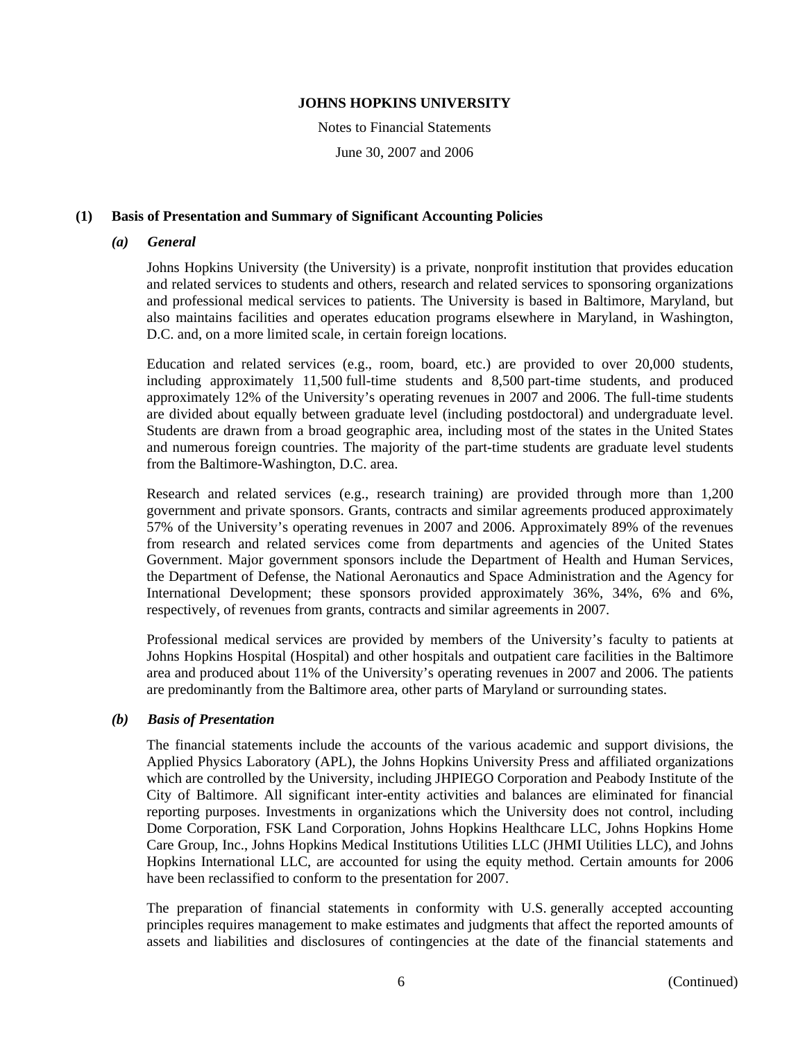# JOHNS HOPKINS UNIVERSITY

Notes to Financial Statements

June 30, 2007 and 2006

## (1) Basis of Presentation and Summary of Significant Accounting Policies

### *(a) General*

Johns Hopkins University (the University) is a private, nonprofit institution that provides education and related services to students and others, research and related services to sponsoring organizations and professional medical services to patients. The University is based in Baltimore, Maryland, but also maintains facilities and operates education programs elsewhere in Maryland, in Washington, D.C. and, on a more limited scale, in certain foreign locations.

Education and related services (e.g., room, board, etc.) are provided to over 20,000 students, including approximately 11,500 full-time students and 8,500 part-time students, and produced approximately 12% of the University's operating revenues in 2007 and 2006. The full-time students are divided about equally between graduate level (including postdoctoral) and undergraduate level. Students are drawn from a broad geographic area, including most of the states in the United States and numerous foreign countries. The majority of the part-time students are graduate level students from the Baltimore-Washington, D.C. area.

Research and related services (e.g., research training) are provided through more than 1,200 government and private sponsors. Grants, contracts and similar agreements produced approximately 57% of the University's operating revenues in 2007 and 2006. Approximately 89% of the revenues from research and related services come from departments and agencies of the United States Government. Major government sponsors include the Department of Health and Human Services, the Department of Defense, the National Aeronautics and Space Administration and the Agency for International Development; these sponsors provided approximately 36%, 34%, 6% and 6%, respectively, of revenues from grants, contracts and similar agreements in 2007.

Professional medical services are provided by members of the University's faculty to patients at Johns Hopkins Hospital (Hospital) and other hospitals and outpatient care facilities in the Baltimore area and produced about 11% of the University's operating revenues in 2007 and 2006. The patients are predominantly from the Baltimore area, other parts of Maryland or surrounding states.

### *(b) Basis of Presentation*

The financial statements include the accounts of the various academic and support divisions, the Applied Physics Laboratory (APL), the Johns Hopkins University Press and affiliated organizations which are controlled by the University, including JHPIEGO Corporation and Peabody Institute of the City of Baltimore. All significant inter-entity activities and balances are eliminated for financial reporting purposes. Investments in organizations which the University does not control, including Dome Corporation, FSK Land Corporation, Johns Hopkins Healthcare LLC, Johns Hopkins Home Care Group, Inc., Johns Hopkins Medical Institutions Utilities LLC (JHMI Utilities LLC), and Johns Hopkins International LLC, are accounted for using the equity method. Certain amounts for 2006 have been reclassified to conform to the presentation for 2007.

The preparation of financial statements in conformity with U.S. generally accepted accounting principles requires management to make estimates and judgments that affect the reported amounts of assets and liabilities and disclosures of contingencies at the date of the financial statements and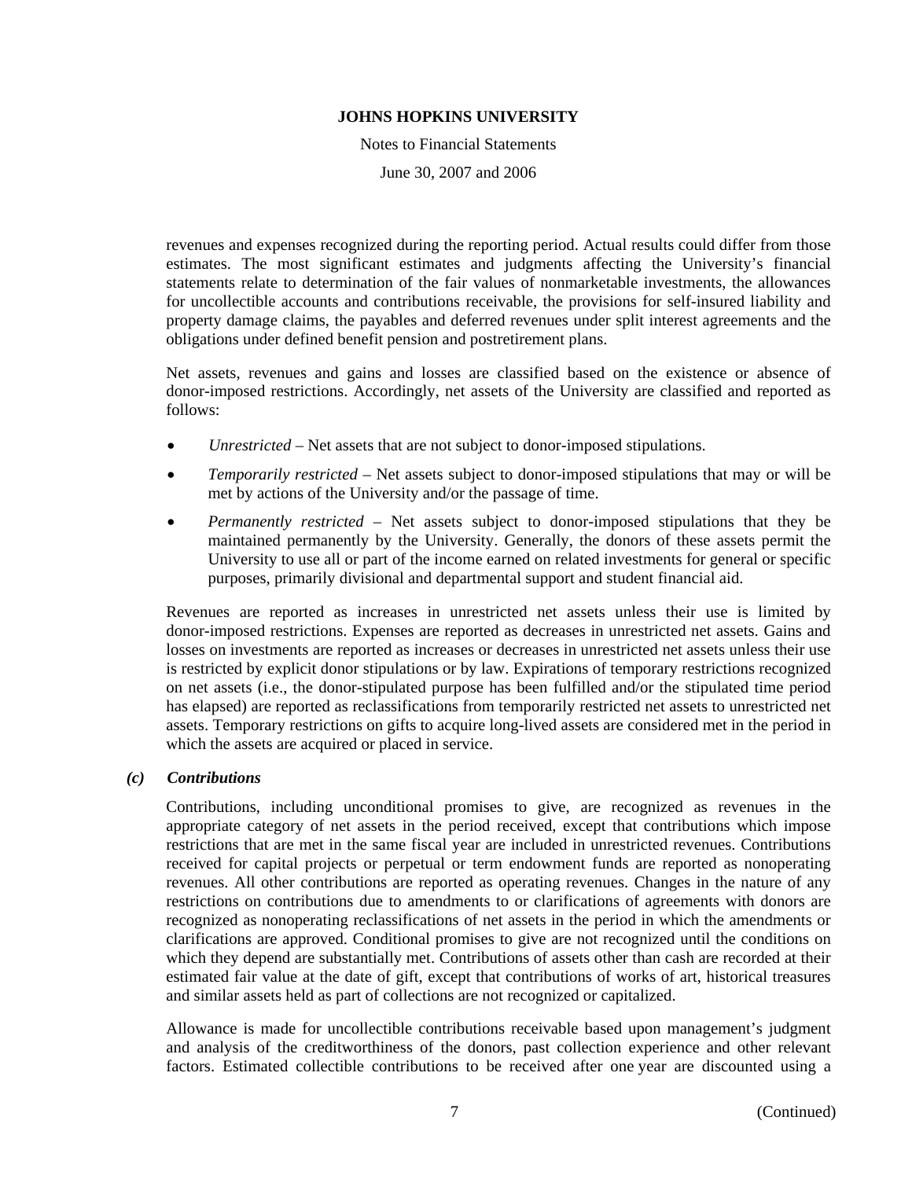revenues and expenses recognized during the reporting period. Actual results could differ from those estimates. The most significant estimates and judgments affecting the University's financial statements relate to determination of the fair values of nonmarketable investments, the allowances for uncollectible accounts and contributions receivable, the provisions for self-insured liability and property damage claims, the payables and deferred revenues under split interest agreements and the obligations under defined benefit pension and postretirement plans.

Net assets, revenues and gains and losses are classified based on the existence or absence of donor-imposed restrictions. Accordingly, net assets of the University are classified and reported as follows:

- *Unrestricted* – Net assets that are not subject to donor-imposed stipulations.
- *Temporarily restricted* – Net assets subject to donor-imposed stipulations that may or will be met by actions of the University and/or the passage of time.
- *Permanently restricted* – Net assets subject to donor-imposed stipulations that they be maintained permanently by the University. Generally, the donors of these assets permit the University to use all or part of the income earned on related investments for general or specific purposes, primarily divisional and departmental support and student financial aid.

Revenues are reported as increases in unrestricted net assets unless their use is limited by donor-imposed restrictions. Expenses are reported as decreases in unrestricted net assets. Gains and losses on investments are reported as increases or decreases in unrestricted net assets unless their use is restricted by explicit donor stipulations or by law. Expirations of temporary restrictions recognized on net assets (i.e., the donor-stipulated purpose has been fulfilled and/or the stipulated time period has elapsed) are reported as reclassifications from temporarily restricted net assets to unrestricted net assets. Temporary restrictions on gifts to acquire long-lived assets are considered met in the period in which the assets are acquired or placed in service.

### *(c) Contributions*

Contributions, including unconditional promises to give, are recognized as revenues in the appropriate category of net assets in the period received, except that contributions which impose restrictions that are met in the same fiscal year are included in unrestricted revenues. Contributions received for capital projects or perpetual or term endowment funds are reported as nonoperating revenues. All other contributions are reported as operating revenues. Changes in the nature of any restrictions on contributions due to amendments to or clarifications of agreements with donors are recognized as nonoperating reclassifications of net assets in the period in which the amendments or clarifications are approved. Conditional promises to give are not recognized until the conditions on which they depend are substantially met. Contributions of assets other than cash are recorded at their estimated fair value at the date of gift, except that contributions of works of art, historical treasures and similar assets held as part of collections are not recognized or capitalized.

Allowance is made for uncollectible contributions receivable based upon management's judgment and analysis of the creditworthiness of the donors, past collection experience and other relevant factors. Estimated collectible contributions to be received after one year are discounted using a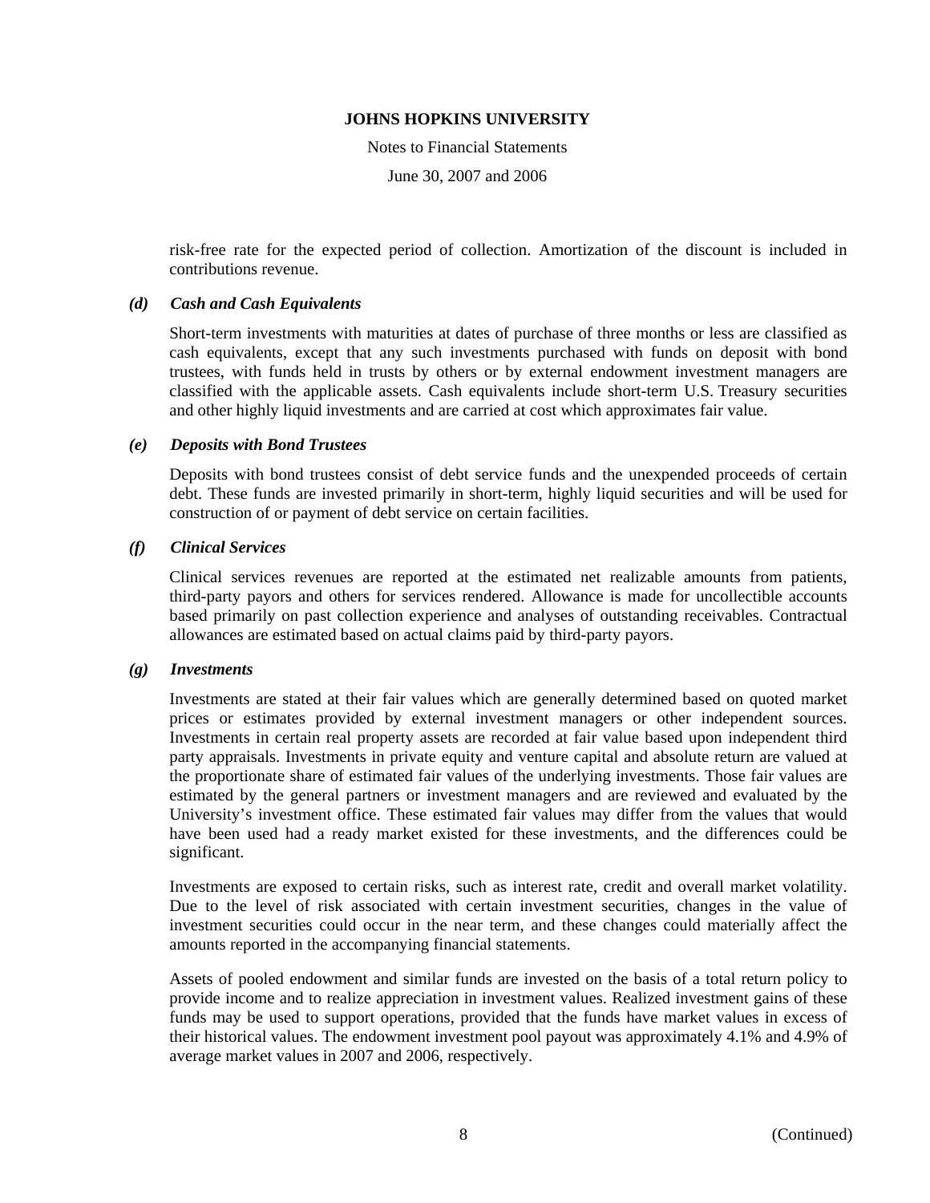risk-free rate for the expected period of collection. Amortization of the discount is included in contributions revenue.

### *(d) Cash and Cash Equivalents*

Short-term investments with maturities at dates of purchase of three months or less are classified as cash equivalents, except that any such investments purchased with funds on deposit with bond trustees, with funds held in trusts by others or by external endowment investment managers are classified with the applicable assets. Cash equivalents include short-term U.S. Treasury securities and other highly liquid investments and are carried at cost which approximates fair value.

### *(e) Deposits with Bond Trustees*

Deposits with bond trustees consist of debt service funds and the unexpended proceeds of certain debt. These funds are invested primarily in short-term, highly liquid securities and will be used for construction of or payment of debt service on certain facilities.

### *(f) Clinical Services*

Clinical services revenues are reported at the estimated net realizable amounts from patients, third-party payors and others for services rendered. Allowance is made for uncollectible accounts based primarily on past collection experience and analyses of outstanding receivables. Contractual allowances are estimated based on actual claims paid by third-party payors.

### *(g) Investments*

Investments are stated at their fair values which are generally determined based on quoted market prices or estimates provided by external investment managers or other independent sources. Investments in certain real property assets are recorded at fair value based upon independent third party appraisals. Investments in private equity and venture capital and absolute return are valued at the proportionate share of estimated fair values of the underlying investments. Those fair values are estimated by the general partners or investment managers and are reviewed and evaluated by the University's investment office. These estimated fair values may differ from the values that would have been used had a ready market existed for these investments, and the differences could be significant.

Investments are exposed to certain risks, such as interest rate, credit and overall market volatility. Due to the level of risk associated with certain investment securities, changes in the value of investment securities could occur in the near term, and these changes could materially affect the amounts reported in the accompanying financial statements.

Assets of pooled endowment and similar funds are invested on the basis of a total return policy to provide income and to realize appreciation in investment values. Realized investment gains of these funds may be used to support operations, provided that the funds have market values in excess of their historical values. The endowment investment pool payout was approximately 4.1% and 4.9% of average market values in 2007 and 2006, respectively.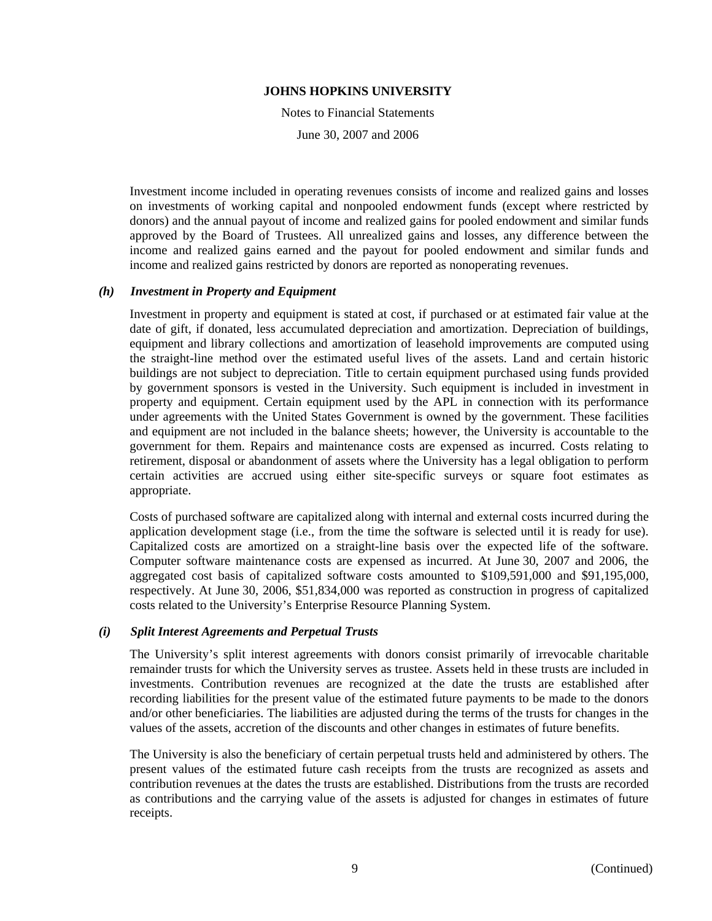Investment income included in operating revenues consists of income and realized gains and losses on investments of working capital and nonpooled endowment funds (except where restricted by donors) and the annual payout of income and realized gains for pooled endowment and similar funds approved by the Board of Trustees. All unrealized gains and losses, any difference between the income and realized gains earned and the payout for pooled endowment and similar funds and income and realized gains restricted by donors are reported as nonoperating revenues.

### *(h) Investment in Property and Equipment*

Investment in property and equipment is stated at cost, if purchased or at estimated fair value at the date of gift, if donated, less accumulated depreciation and amortization. Depreciation of buildings, equipment and library collections and amortization of leasehold improvements are computed using the straight-line method over the estimated useful lives of the assets. Land and certain historic buildings are not subject to depreciation. Title to certain equipment purchased using funds provided by government sponsors is vested in the University. Such equipment is included in investment in property and equipment. Certain equipment used by the APL in connection with its performance under agreements with the United States Government is owned by the government. These facilities and equipment are not included in the balance sheets; however, the University is accountable to the government for them. Repairs and maintenance costs are expensed as incurred. Costs relating to retirement, disposal or abandonment of assets where the University has a legal obligation to perform certain activities are accrued using either site-specific surveys or square foot estimates as appropriate.

Costs of purchased software are capitalized along with internal and external costs incurred during the application development stage (i.e., from the time the software is selected until it is ready for use). Capitalized costs are amortized on a straight-line basis over the expected life of the software. Computer software maintenance costs are expensed as incurred. At June 30, 2007 and 2006, the aggregated cost basis of capitalized software costs amounted to $109,591,000 and $91,195,000, respectively. At June 30, 2006, $51,834,000 was reported as construction in progress of capitalized costs related to the University's Enterprise Resource Planning System.

### *(i) Split Interest Agreements and Perpetual Trusts*

The University's split interest agreements with donors consist primarily of irrevocable charitable remainder trusts for which the University serves as trustee. Assets held in these trusts are included in investments. Contribution revenues are recognized at the date the trusts are established after recording liabilities for the present value of the estimated future payments to be made to the donors and/or other beneficiaries. The liabilities are adjusted during the terms of the trusts for changes in the values of the assets, accretion of the discounts and other changes in estimates of future benefits.

The University is also the beneficiary of certain perpetual trusts held and administered by others. The present values of the estimated future cash receipts from the trusts are recognized as assets and contribution revenues at the dates the trusts are established. Distributions from the trusts are recorded as contributions and the carrying value of the assets is adjusted for changes in estimates of future receipts.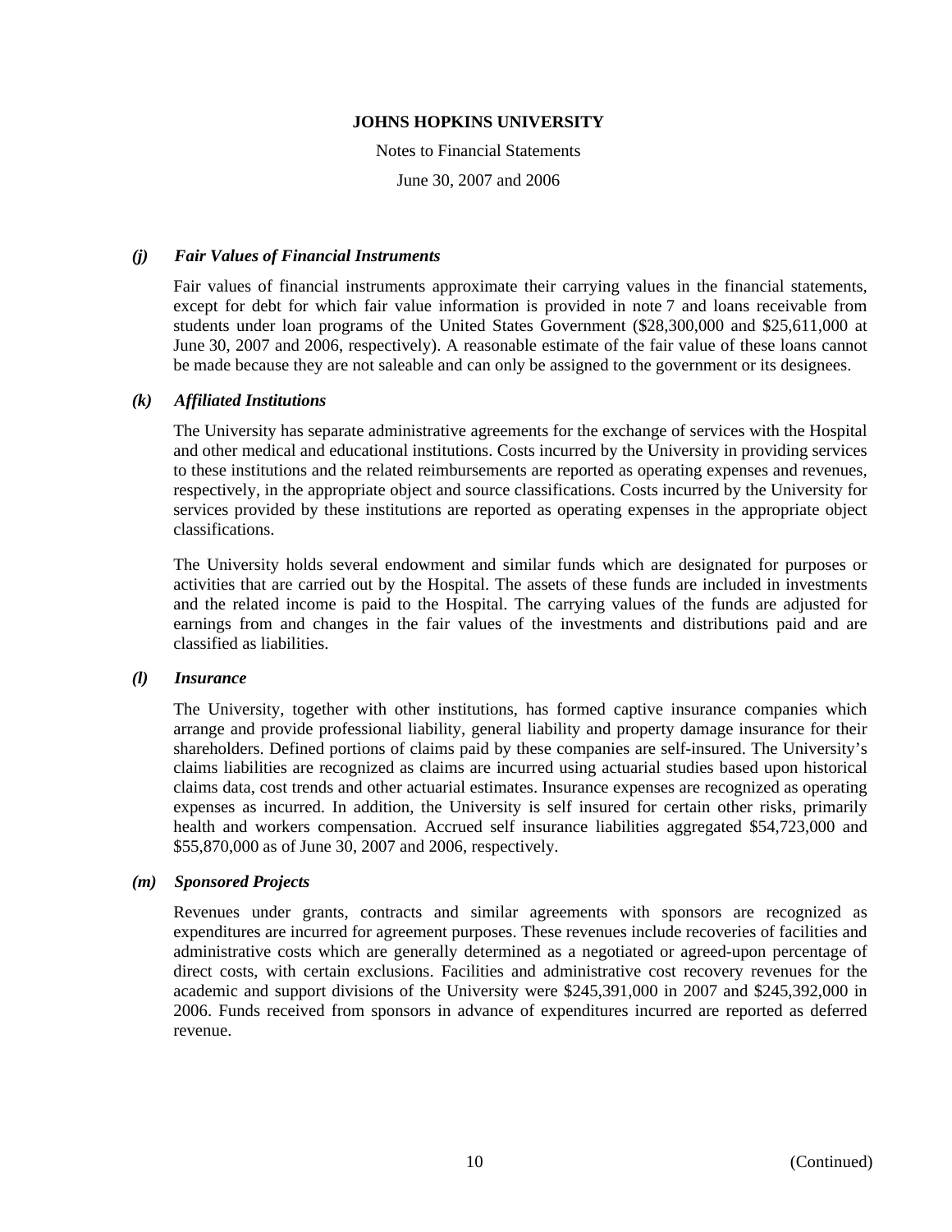### *(j) Fair Values of Financial Instruments*

Fair values of financial instruments approximate their carrying values in the financial statements, except for debt for which fair value information is provided in note 7 and loans receivable from students under loan programs of the United States Government ($28,300,000 and $25,611,000 at June 30, 2007 and 2006, respectively). A reasonable estimate of the fair value of these loans cannot be made because they are not saleable and can only be assigned to the government or its designees.

### *(k) Affiliated Institutions*

The University has separate administrative agreements for the exchange of services with the Hospital and other medical and educational institutions. Costs incurred by the University in providing services to these institutions and the related reimbursements are reported as operating expenses and revenues, respectively, in the appropriate object and source classifications. Costs incurred by the University for services provided by these institutions are reported as operating expenses in the appropriate object classifications.

The University holds several endowment and similar funds which are designated for purposes or activities that are carried out by the Hospital. The assets of these funds are included in investments and the related income is paid to the Hospital. The carrying values of the funds are adjusted for earnings from and changes in the fair values of the investments and distributions paid and are classified as liabilities.

### *(l) Insurance*

The University, together with other institutions, has formed captive insurance companies which arrange and provide professional liability, general liability and property damage insurance for their shareholders. Defined portions of claims paid by these companies are self-insured. The University's claims liabilities are recognized as claims are incurred using actuarial studies based upon historical claims data, cost trends and other actuarial estimates. Insurance expenses are recognized as operating expenses as incurred. In addition, the University is self insured for certain other risks, primarily health and workers compensation. Accrued self insurance liabilities aggregated $54,723,000 and $55,870,000 as of June 30, 2007 and 2006, respectively.

### *(m) Sponsored Projects*

Revenues under grants, contracts and similar agreements with sponsors are recognized as expenditures are incurred for agreement purposes. These revenues include recoveries of facilities and administrative costs which are generally determined as a negotiated or agreed-upon percentage of direct costs, with certain exclusions. Facilities and administrative cost recovery revenues for the academic and support divisions of the University were $245,391,000 in 2007 and $245,392,000 in 2006. Funds received from sponsors in advance of expenditures incurred are reported as deferred revenue.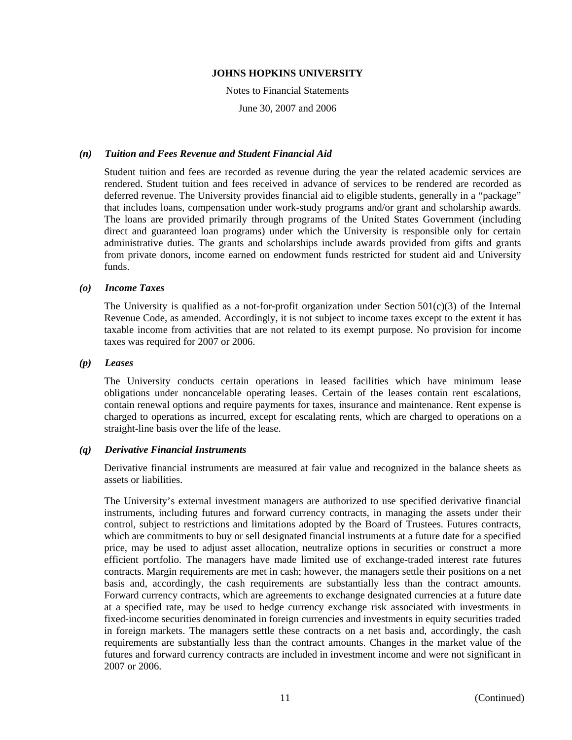### *(n) Tuition and Fees Revenue and Student Financial Aid*

Student tuition and fees are recorded as revenue during the year the related academic services are rendered. Student tuition and fees received in advance of services to be rendered are recorded as deferred revenue. The University provides financial aid to eligible students, generally in a "package" that includes loans, compensation under work-study programs and/or grant and scholarship awards. The loans are provided primarily through programs of the United States Government (including direct and guaranteed loan programs) under which the University is responsible only for certain administrative duties. The grants and scholarships include awards provided from gifts and grants from private donors, income earned on endowment funds restricted for student aid and University funds.

### *(o) Income Taxes*

The University is qualified as a not-for-profit organization under Section 501(c)(3) of the Internal Revenue Code, as amended. Accordingly, it is not subject to income taxes except to the extent it has taxable income from activities that are not related to its exempt purpose. No provision for income taxes was required for 2007 or 2006.

### *(p) Leases*

The University conducts certain operations in leased facilities which have minimum lease obligations under noncancelable operating leases. Certain of the leases contain rent escalations, contain renewal options and require payments for taxes, insurance and maintenance. Rent expense is charged to operations as incurred, except for escalating rents, which are charged to operations on a straight-line basis over the life of the lease.

### *(q) Derivative Financial Instruments*

Derivative financial instruments are measured at fair value and recognized in the balance sheets as assets or liabilities.

The University's external investment managers are authorized to use specified derivative financial instruments, including futures and forward currency contracts, in managing the assets under their control, subject to restrictions and limitations adopted by the Board of Trustees. Futures contracts, which are commitments to buy or sell designated financial instruments at a future date for a specified price, may be used to adjust asset allocation, neutralize options in securities or construct a more efficient portfolio. The managers have made limited use of exchange-traded interest rate futures contracts. Margin requirements are met in cash; however, the managers settle their positions on a net basis and, accordingly, the cash requirements are substantially less than the contract amounts. Forward currency contracts, which are agreements to exchange designated currencies at a future date at a specified rate, may be used to hedge currency exchange risk associated with investments in fixed-income securities denominated in foreign currencies and investments in equity securities traded in foreign markets. The managers settle these contracts on a net basis and, accordingly, the cash requirements are substantially less than the contract amounts. Changes in the market value of the futures and forward currency contracts are included in investment income and were not significant in 2007 or 2006.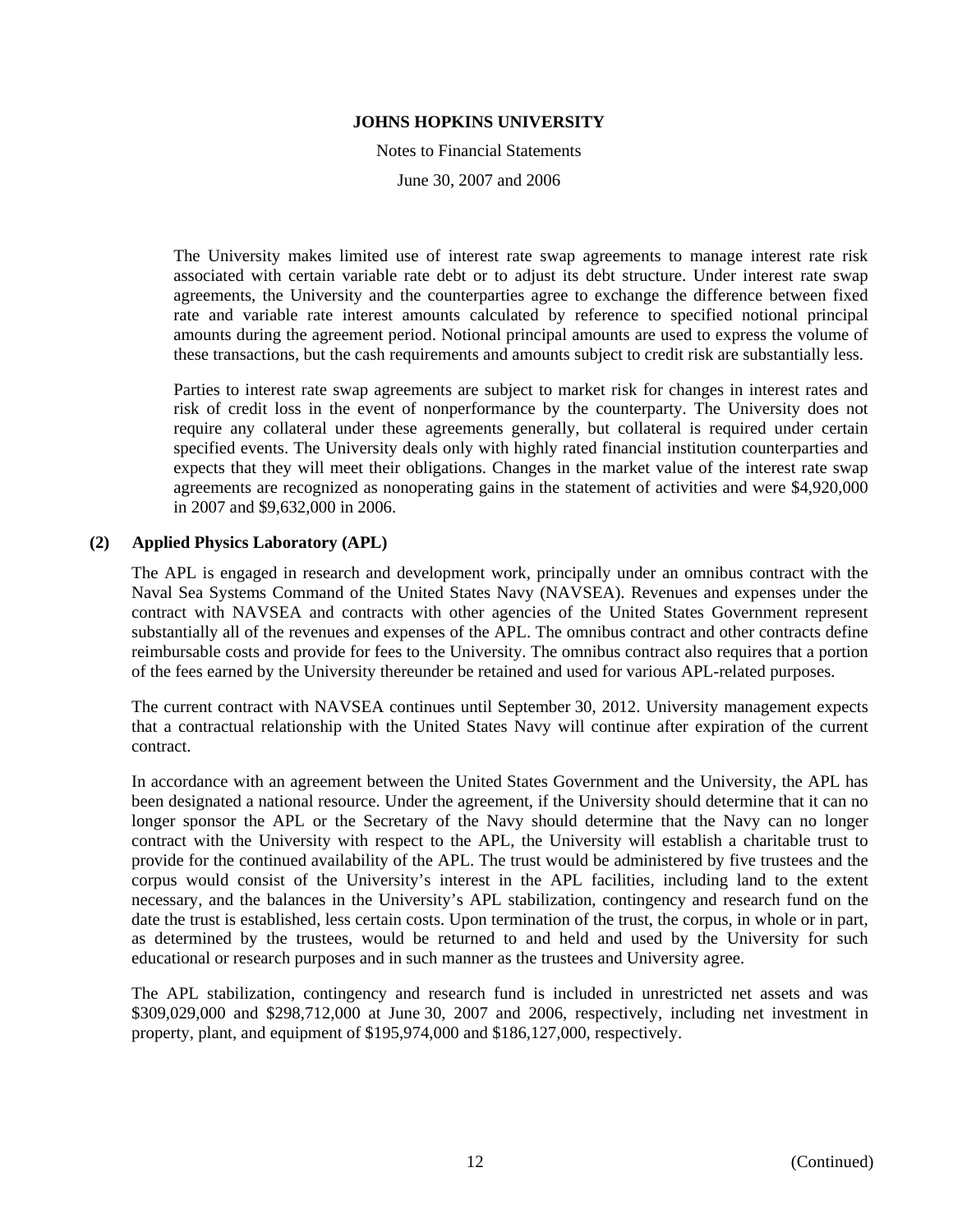The University makes limited use of interest rate swap agreements to manage interest rate risk associated with certain variable rate debt or to adjust its debt structure. Under interest rate swap agreements, the University and the counterparties agree to exchange the difference between fixed rate and variable rate interest amounts calculated by reference to specified notional principal amounts during the agreement period. Notional principal amounts are used to express the volume of these transactions, but the cash requirements and amounts subject to credit risk are substantially less.

Parties to interest rate swap agreements are subject to market risk for changes in interest rates and risk of credit loss in the event of nonperformance by the counterparty. The University does not require any collateral under these agreements generally, but collateral is required under certain specified events. The University deals only with highly rated financial institution counterparties and expects that they will meet their obligations. Changes in the market value of the interest rate swap agreements are recognized as nonoperating gains in the statement of activities and were $4,920,000 in 2007 and $9,632,000 in 2006.

## (2) Applied Physics Laboratory (APL)

The APL is engaged in research and development work, principally under an omnibus contract with the Naval Sea Systems Command of the United States Navy (NAVSEA). Revenues and expenses under the contract with NAVSEA and contracts with other agencies of the United States Government represent substantially all of the revenues and expenses of the APL. The omnibus contract and other contracts define reimbursable costs and provide for fees to the University. The omnibus contract also requires that a portion of the fees earned by the University thereunder be retained and used for various APL-related purposes.

The current contract with NAVSEA continues until September 30, 2012. University management expects that a contractual relationship with the United States Navy will continue after expiration of the current contract.

In accordance with an agreement between the United States Government and the University, the APL has been designated a national resource. Under the agreement, if the University should determine that it can no longer sponsor the APL or the Secretary of the Navy should determine that the Navy can no longer contract with the University with respect to the APL, the University will establish a charitable trust to provide for the continued availability of the APL. The trust would be administered by five trustees and the corpus would consist of the University's interest in the APL facilities, including land to the extent necessary, and the balances in the University's APL stabilization, contingency and research fund on the date the trust is established, less certain costs. Upon termination of the trust, the corpus, in whole or in part, as determined by the trustees, would be returned to and held and used by the University for such educational or research purposes and in such manner as the trustees and University agree.

The APL stabilization, contingency and research fund is included in unrestricted net assets and was $309,029,000 and $298,712,000 at June 30, 2007 and 2006, respectively, including net investment in property, plant, and equipment of $195,974,000 and $186,127,000, respectively.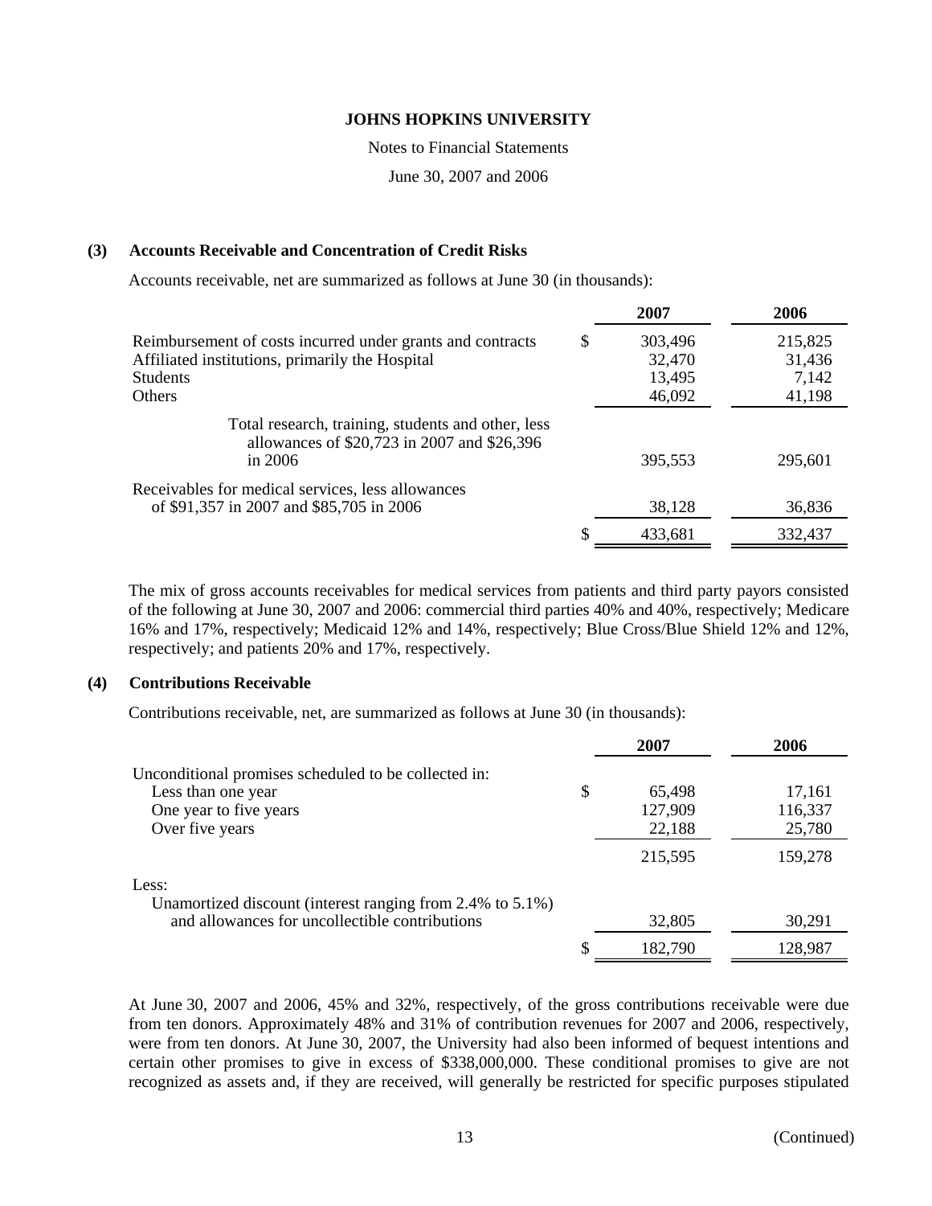### (3) Accounts Receivable and Concentration of Credit Risks

Accounts receivable, net are summarized as follows at June 30 (in thousands):

| | 2007 | 2006 |
|---|---|---|
| Reimbursement of costs incurred under grants and contracts | $ 303,496 | 215,825 |
| Affiliated institutions, primarily the Hospital | 32,470 | 31,436 |
| Students | 13,495 | 7,142 |
| Others | 46,092 | 41,198 |
| Total research, training, students and other, less allowances of $20,723 in 2007 and $26,396 in 2006 | 395,553 | 295,601 |
| Receivables for medical services, less allowances of $91,357 in 2007 and $85,705 in 2006 | 38,128 | 36,836 |
| | $ 433,681 | 332,437 |

The mix of gross accounts receivables for medical services from patients and third party payors consisted of the following at June 30, 2007 and 2006: commercial third parties 40% and 40%, respectively; Medicare 16% and 17%, respectively; Medicaid 12% and 14%, respectively; Blue Cross/Blue Shield 12% and 12%, respectively; and patients 20% and 17%, respectively.

### (4) Contributions Receivable

Contributions receivable, net, are summarized as follows at June 30 (in thousands):

| | 2007 | 2006 |
|---|---|---|
| Unconditional promises scheduled to be collected in: | | |
| Less than one year | $ 65,498 | 17,161 |
| One year to five years | 127,909 | 116,337 |
| Over five years | 22,188 | 25,780 |
| | 215,595 | 159,278 |
| Less: | | |
| Unamortized discount (interest ranging from 2.4% to 5.1%) and allowances for uncollectible contributions | 32,805 | 30,291 |
| | $ 182,790 | 128,987 |

At June 30, 2007 and 2006, 45% and 32%, respectively, of the gross contributions receivable were due from ten donors. Approximately 48% and 31% of contribution revenues for 2007 and 2006, respectively, were from ten donors. At June 30, 2007, the University had also been informed of bequest intentions and certain other promises to give in excess of $338,000,000. These conditional promises to give are not recognized as assets and, if they are received, will generally be restricted for specific purposes stipulated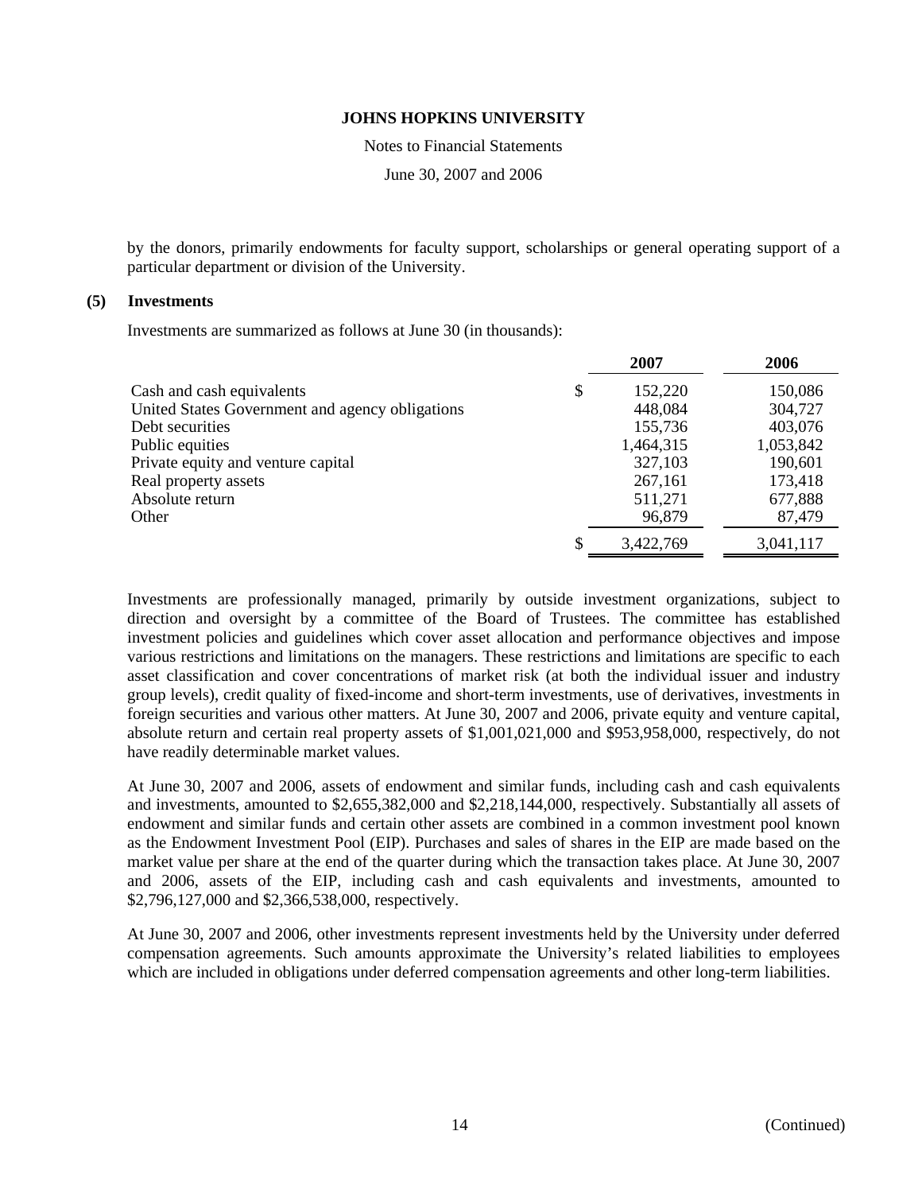by the donors, primarily endowments for faculty support, scholarships or general operating support of a particular department or division of the University.

### (5) Investments

Investments are summarized as follows at June 30 (in thousands):

| | 2007 | 2006 |
|---|---|---|
| Cash and cash equivalents | $ 152,220 | 150,086 |
| United States Government and agency obligations | 448,084 | 304,727 |
| Debt securities | 155,736 | 403,076 |
| Public equities | 1,464,315 | 1,053,842 |
| Private equity and venture capital | 327,103 | 190,601 |
| Real property assets | 267,161 | 173,418 |
| Absolute return | 511,271 | 677,888 |
| Other | 96,879 | 87,479 |
| | $ 3,422,769 | 3,041,117 |

Investments are professionally managed, primarily by outside investment organizations, subject to direction and oversight by a committee of the Board of Trustees. The committee has established investment policies and guidelines which cover asset allocation and performance objectives and impose various restrictions and limitations on the managers. These restrictions and limitations are specific to each asset classification and cover concentrations of market risk (at both the individual issuer and industry group levels), credit quality of fixed-income and short-term investments, use of derivatives, investments in foreign securities and various other matters. At June 30, 2007 and 2006, private equity and venture capital, absolute return and certain real property assets of $1,001,021,000 and $953,958,000, respectively, do not have readily determinable market values.

At June 30, 2007 and 2006, assets of endowment and similar funds, including cash and cash equivalents and investments, amounted to $2,655,382,000 and $2,218,144,000, respectively. Substantially all assets of endowment and similar funds and certain other assets are combined in a common investment pool known as the Endowment Investment Pool (EIP). Purchases and sales of shares in the EIP are made based on the market value per share at the end of the quarter during which the transaction takes place. At June 30, 2007 and 2006, assets of the EIP, including cash and cash equivalents and investments, amounted to $2,796,127,000 and $2,366,538,000, respectively.

At June 30, 2007 and 2006, other investments represent investments held by the University under deferred compensation agreements. Such amounts approximate the University's related liabilities to employees which are included in obligations under deferred compensation agreements and other long-term liabilities.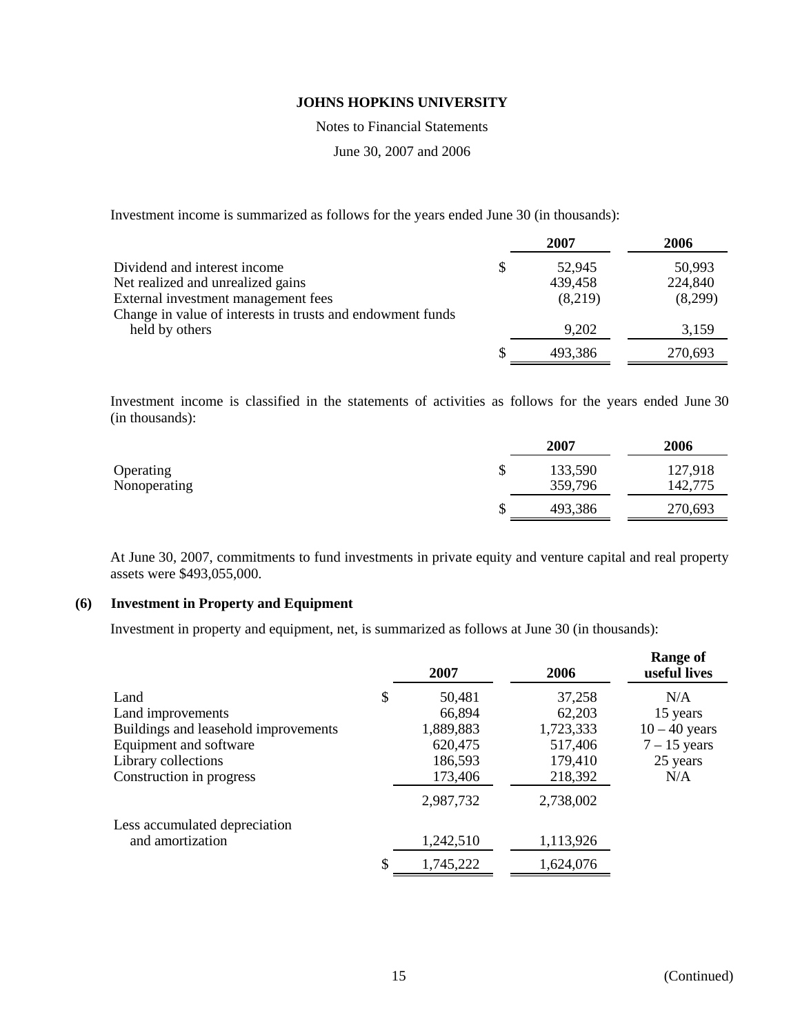Investment income is summarized as follows for the years ended June 30 (in thousands):

| | 2007 | 2006 |
|---|---|---|
| Dividend and interest income | $ 52,945 | 50,993 |
| Net realized and unrealized gains | 439,458 | 224,840 |
| External investment management fees | (8,219) | (8,299) |
| Change in value of interests in trusts and endowment funds held by others | 9,202 | 3,159 |
| | $ 493,386 | 270,693 |

Investment income is classified in the statements of activities as follows for the years ended June 30 (in thousands):

| | 2007 | 2006 |
|---|---|---|
| Operating | $ 133,590 | 127,918 |
| Nonoperating | 359,796 | 142,775 |
| | $ 493,386 | 270,693 |

At June 30, 2007, commitments to fund investments in private equity and venture capital and real property assets were $493,055,000.

## (6) Investment in Property and Equipment

Investment in property and equipment, net, is summarized as follows at June 30 (in thousands):

| | 2007 | 2006 | Range of useful lives |
|---|---|---|---|
| Land | $ 50,481 | 37,258 | N/A |
| Land improvements | 66,894 | 62,203 | 15 years |
| Buildings and leasehold improvements | 1,889,883 | 1,723,333 | 10 – 40 years |
| Equipment and software | 620,475 | 517,406 | 7 – 15 years |
| Library collections | 186,593 | 179,410 | 25 years |
| Construction in progress | 173,406 | 218,392 | N/A |
| | 2,987,732 | 2,738,002 | |
| Less accumulated depreciation and amortization | 1,242,510 | 1,113,926 | |
| | $ 1,745,222 | 1,624,076 | |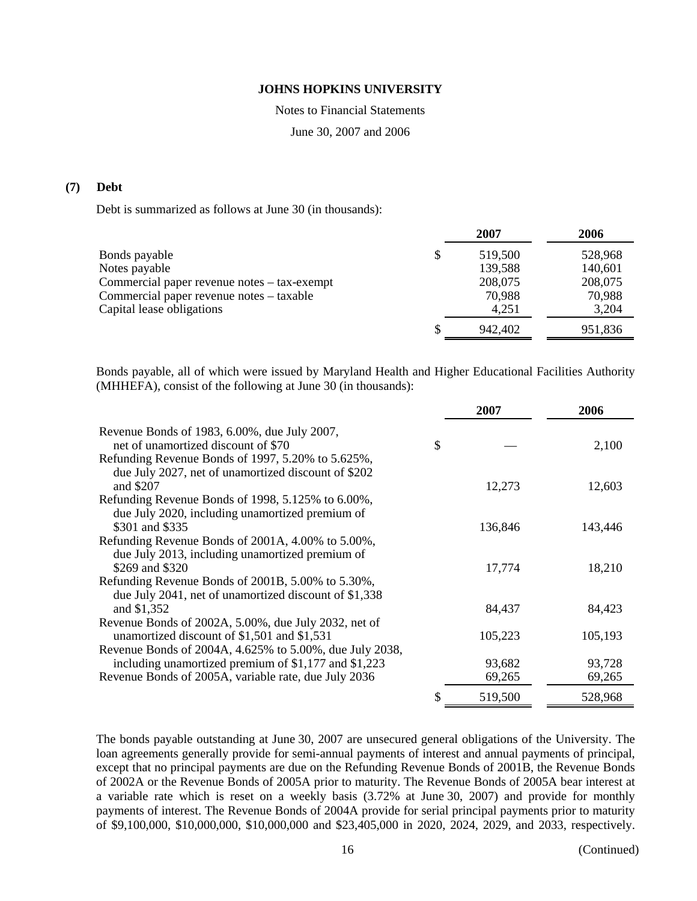**JOHNS HOPKINS UNIVERSITY**

Notes to Financial Statements

June 30, 2007 and 2006

## (7) Debt

Debt is summarized as follows at June 30 (in thousands):

| | | 2007 | 2006 |
|---|---|---|---|
| Bonds payable | $ | 519,500 | 528,968 |
| Notes payable | | 139,588 | 140,601 |
| Commercial paper revenue notes – tax-exempt | | 208,075 | 208,075 |
| Commercial paper revenue notes – taxable | | 70,988 | 70,988 |
| Capital lease obligations | | 4,251 | 3,204 |
| | $ | 942,402 | 951,836 |

Bonds payable, all of which were issued by Maryland Health and Higher Educational Facilities Authority (MHHEFA), consist of the following at June 30 (in thousands):

| | | 2007 | 2006 |
|---|---|---|---|
| Revenue Bonds of 1983, 6.00%, due July 2007, net of unamortized discount of $70 | $ | — | 2,100 |
| Refunding Revenue Bonds of 1997, 5.20% to 5.625%, due July 2027, net of unamortized discount of $202 and $207 | | 12,273 | 12,603 |
| Refunding Revenue Bonds of 1998, 5.125% to 6.00%, due July 2020, including unamortized premium of $301 and $335 | | 136,846 | 143,446 |
| Refunding Revenue Bonds of 2001A, 4.00% to 5.00%, due July 2013, including unamortized premium of $269 and $320 | | 17,774 | 18,210 |
| Refunding Revenue Bonds of 2001B, 5.00% to 5.30%, due July 2041, net of unamortized discount of $1,338 and $1,352 | | 84,437 | 84,423 |
| Revenue Bonds of 2002A, 5.00%, due July 2032, net of unamortized discount of $1,501 and $1,531 | | 105,223 | 105,193 |
| Revenue Bonds of 2004A, 4.625% to 5.00%, due July 2038, including unamortized premium of $1,177 and $1,223 | | 93,682 | 93,728 |
| Revenue Bonds of 2005A, variable rate, due July 2036 | | 69,265 | 69,265 |
| | $ | 519,500 | 528,968 |

The bonds payable outstanding at June 30, 2007 are unsecured general obligations of the University. The loan agreements generally provide for semi-annual payments of interest and annual payments of principal, except that no principal payments are due on the Refunding Revenue Bonds of 2001B, the Revenue Bonds of 2002A or the Revenue Bonds of 2005A prior to maturity. The Revenue Bonds of 2005A bear interest at a variable rate which is reset on a weekly basis (3.72% at June 30, 2007) and provide for monthly payments of interest. The Revenue Bonds of 2004A provide for serial principal payments prior to maturity of $9,100,000, $10,000,000, $10,000,000 and $23,405,000 in 2020, 2024, 2029, and 2033, respectively.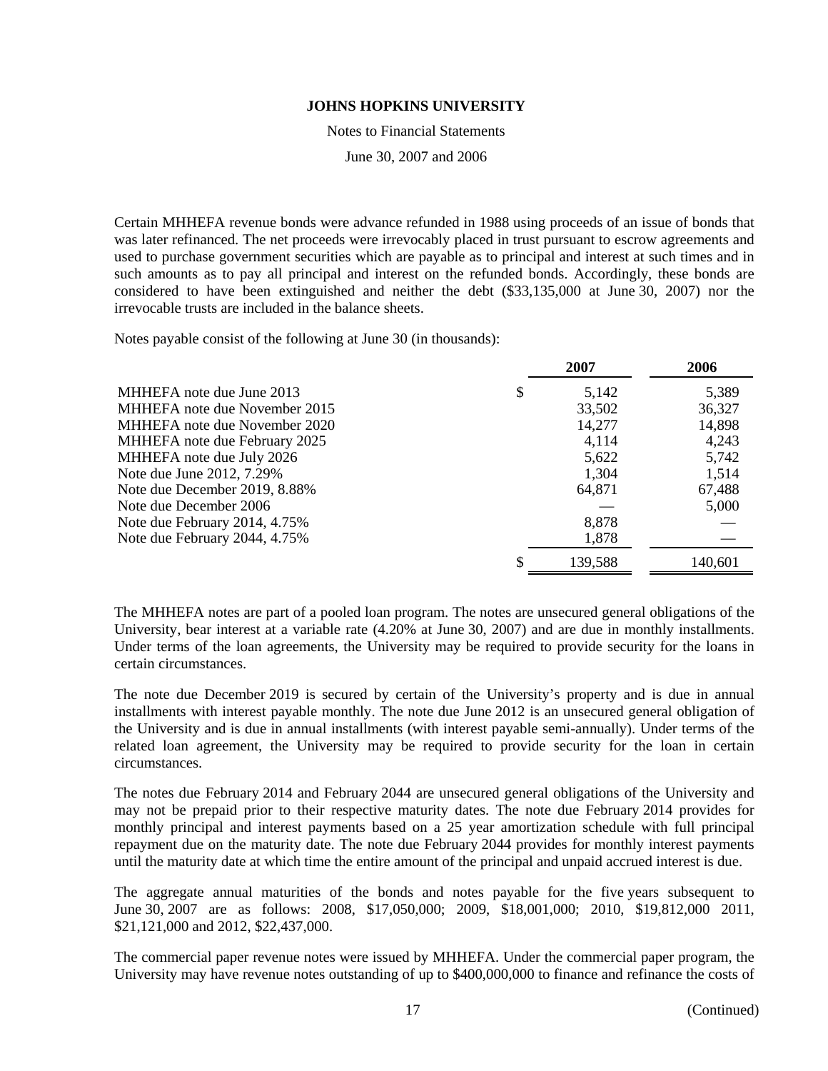Certain MHHEFA revenue bonds were advance refunded in 1988 using proceeds of an issue of bonds that was later refinanced. The net proceeds were irrevocably placed in trust pursuant to escrow agreements and used to purchase government securities which are payable as to principal and interest at such times and in such amounts as to pay all principal and interest on the refunded bonds. Accordingly, these bonds are considered to have been extinguished and neither the debt ($33,135,000 at June 30, 2007) nor the irrevocable trusts are included in the balance sheets.

Notes payable consist of the following at June 30 (in thousands):

| | | 2007 | 2006 |
|---|---|---|---|
| MHHEFA note due June 2013 | $ | 5,142 | 5,389 |
| MHHEFA note due November 2015 | | 33,502 | 36,327 |
| MHHEFA note due November 2020 | | 14,277 | 14,898 |
| MHHEFA note due February 2025 | | 4,114 | 4,243 |
| MHHEFA note due July 2026 | | 5,622 | 5,742 |
| Note due June 2012, 7.29% | | 1,304 | 1,514 |
| Note due December 2019, 8.88% | | 64,871 | 67,488 |
| Note due December 2006 | | — | 5,000 |
| Note due February 2014, 4.75% | | 8,878 | — |
| Note due February 2044, 4.75% | | 1,878 | — |
| | $ | 139,588 | 140,601 |

The MHHEFA notes are part of a pooled loan program. The notes are unsecured general obligations of the University, bear interest at a variable rate (4.20% at June 30, 2007) and are due in monthly installments. Under terms of the loan agreements, the University may be required to provide security for the loans in certain circumstances.

The note due December 2019 is secured by certain of the University's property and is due in annual installments with interest payable monthly. The note due June 2012 is an unsecured general obligation of the University and is due in annual installments (with interest payable semi-annually). Under terms of the related loan agreement, the University may be required to provide security for the loan in certain circumstances.

The notes due February 2014 and February 2044 are unsecured general obligations of the University and may not be prepaid prior to their respective maturity dates. The note due February 2014 provides for monthly principal and interest payments based on a 25 year amortization schedule with full principal repayment due on the maturity date. The note due February 2044 provides for monthly interest payments until the maturity date at which time the entire amount of the principal and unpaid accrued interest is due.

The aggregate annual maturities of the bonds and notes payable for the five years subsequent to June 30, 2007 are as follows: 2008, $17,050,000; 2009, $18,001,000; 2010, $19,812,000 2011, $21,121,000 and 2012, $22,437,000.

The commercial paper revenue notes were issued by MHHEFA. Under the commercial paper program, the University may have revenue notes outstanding of up to $400,000,000 to finance and refinance the costs of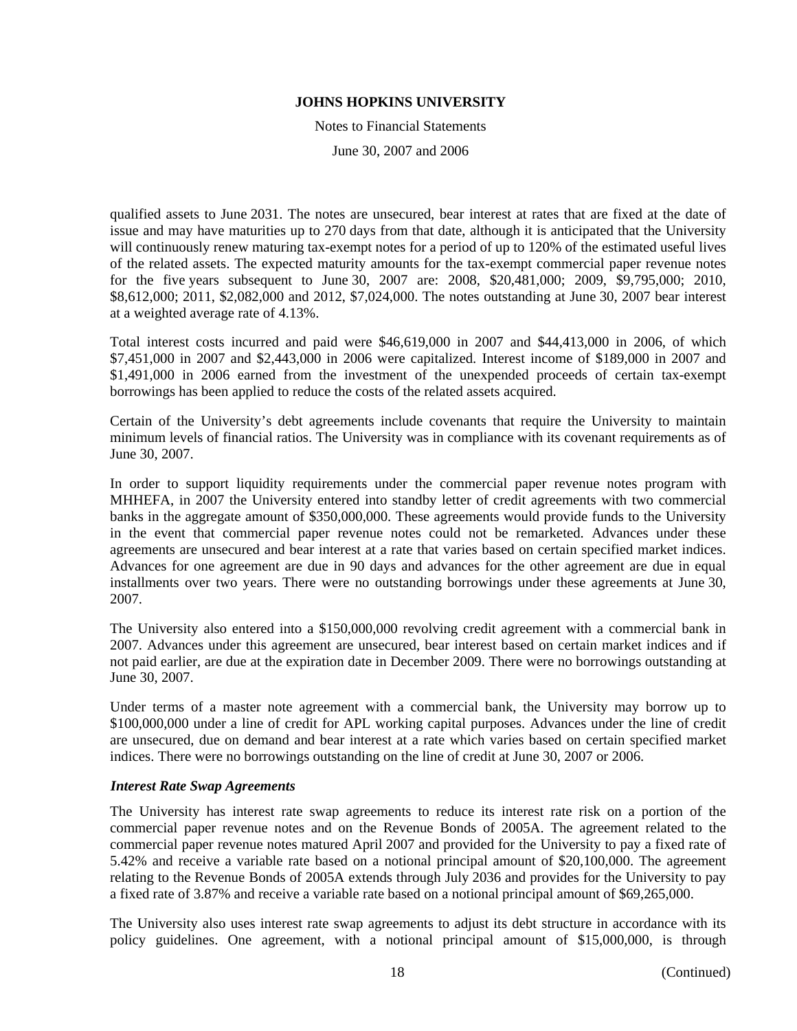qualified assets to June 2031. The notes are unsecured, bear interest at rates that are fixed at the date of issue and may have maturities up to 270 days from that date, although it is anticipated that the University will continuously renew maturing tax-exempt notes for a period of up to 120% of the estimated useful lives of the related assets. The expected maturity amounts for the tax-exempt commercial paper revenue notes for the five years subsequent to June 30, 2007 are: 2008, $20,481,000; 2009, $9,795,000; 2010, $8,612,000; 2011, $2,082,000 and 2012, $7,024,000. The notes outstanding at June 30, 2007 bear interest at a weighted average rate of 4.13%.

Total interest costs incurred and paid were $46,619,000 in 2007 and $44,413,000 in 2006, of which $7,451,000 in 2007 and $2,443,000 in 2006 were capitalized. Interest income of $189,000 in 2007 and $1,491,000 in 2006 earned from the investment of the unexpended proceeds of certain tax-exempt borrowings has been applied to reduce the costs of the related assets acquired.

Certain of the University's debt agreements include covenants that require the University to maintain minimum levels of financial ratios. The University was in compliance with its covenant requirements as of June 30, 2007.

In order to support liquidity requirements under the commercial paper revenue notes program with MHHEFA, in 2007 the University entered into standby letter of credit agreements with two commercial banks in the aggregate amount of $350,000,000. These agreements would provide funds to the University in the event that commercial paper revenue notes could not be remarketed. Advances under these agreements are unsecured and bear interest at a rate that varies based on certain specified market indices. Advances for one agreement are due in 90 days and advances for the other agreement are due in equal installments over two years. There were no outstanding borrowings under these agreements at June 30, 2007.

The University also entered into a $150,000,000 revolving credit agreement with a commercial bank in 2007. Advances under this agreement are unsecured, bear interest based on certain market indices and if not paid earlier, are due at the expiration date in December 2009. There were no borrowings outstanding at June 30, 2007.

Under terms of a master note agreement with a commercial bank, the University may borrow up to $100,000,000 under a line of credit for APL working capital purposes. Advances under the line of credit are unsecured, due on demand and bear interest at a rate which varies based on certain specified market indices. There were no borrowings outstanding on the line of credit at June 30, 2007 or 2006.

***Interest Rate Swap Agreements***

The University has interest rate swap agreements to reduce its interest rate risk on a portion of the commercial paper revenue notes and on the Revenue Bonds of 2005A. The agreement related to the commercial paper revenue notes matured April 2007 and provided for the University to pay a fixed rate of 5.42% and receive a variable rate based on a notional principal amount of $20,100,000. The agreement relating to the Revenue Bonds of 2005A extends through July 2036 and provides for the University to pay a fixed rate of 3.87% and receive a variable rate based on a notional principal amount of $69,265,000.

The University also uses interest rate swap agreements to adjust its debt structure in accordance with its policy guidelines. One agreement, with a notional principal amount of $15,000,000, is through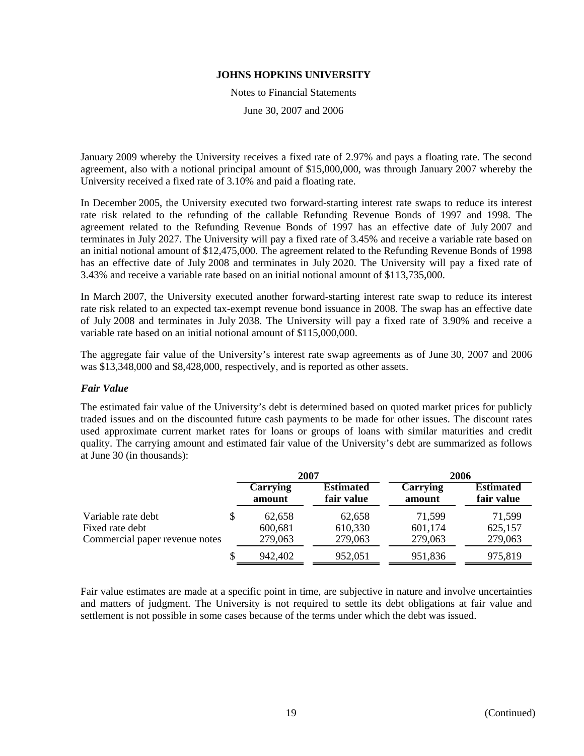January 2009 whereby the University receives a fixed rate of 2.97% and pays a floating rate. The second agreement, also with a notional principal amount of $15,000,000, was through January 2007 whereby the University received a fixed rate of 3.10% and paid a floating rate.

In December 2005, the University executed two forward-starting interest rate swaps to reduce its interest rate risk related to the refunding of the callable Refunding Revenue Bonds of 1997 and 1998. The agreement related to the Refunding Revenue Bonds of 1997 has an effective date of July 2007 and terminates in July 2027. The University will pay a fixed rate of 3.45% and receive a variable rate based on an initial notional amount of $12,475,000. The agreement related to the Refunding Revenue Bonds of 1998 has an effective date of July 2008 and terminates in July 2020. The University will pay a fixed rate of 3.43% and receive a variable rate based on an initial notional amount of $113,735,000.

In March 2007, the University executed another forward-starting interest rate swap to reduce its interest rate risk related to an expected tax-exempt revenue bond issuance in 2008. The swap has an effective date of July 2008 and terminates in July 2038. The University will pay a fixed rate of 3.90% and receive a variable rate based on an initial notional amount of $115,000,000.

The aggregate fair value of the University's interest rate swap agreements as of June 30, 2007 and 2006 was $13,348,000 and $8,428,000, respectively, and is reported as other assets.

***Fair Value***

The estimated fair value of the University's debt is determined based on quoted market prices for publicly traded issues and on the discounted future cash payments to be made for other issues. The discount rates used approximate current market rates for loans or groups of loans with similar maturities and credit quality. The carrying amount and estimated fair value of the University's debt are summarized as follows at June 30 (in thousands):

| | 2007 | | 2006 | |
|---|---|---|---|---|
| | **Carrying amount** | **Estimated fair value** | **Carrying amount** | **Estimated fair value** |
| Variable rate debt | $ 62,658 | 62,658 | 71,599 | 71,599 |
| Fixed rate debt | 600,681 | 610,330 | 601,174 | 625,157 |
| Commercial paper revenue notes | 279,063 | 279,063 | 279,063 | 279,063 |
| | $ 942,402 | 952,051 | 951,836 | 975,819 |

Fair value estimates are made at a specific point in time, are subjective in nature and involve uncertainties and matters of judgment. The University is not required to settle its debt obligations at fair value and settlement is not possible in some cases because of the terms under which the debt was issued.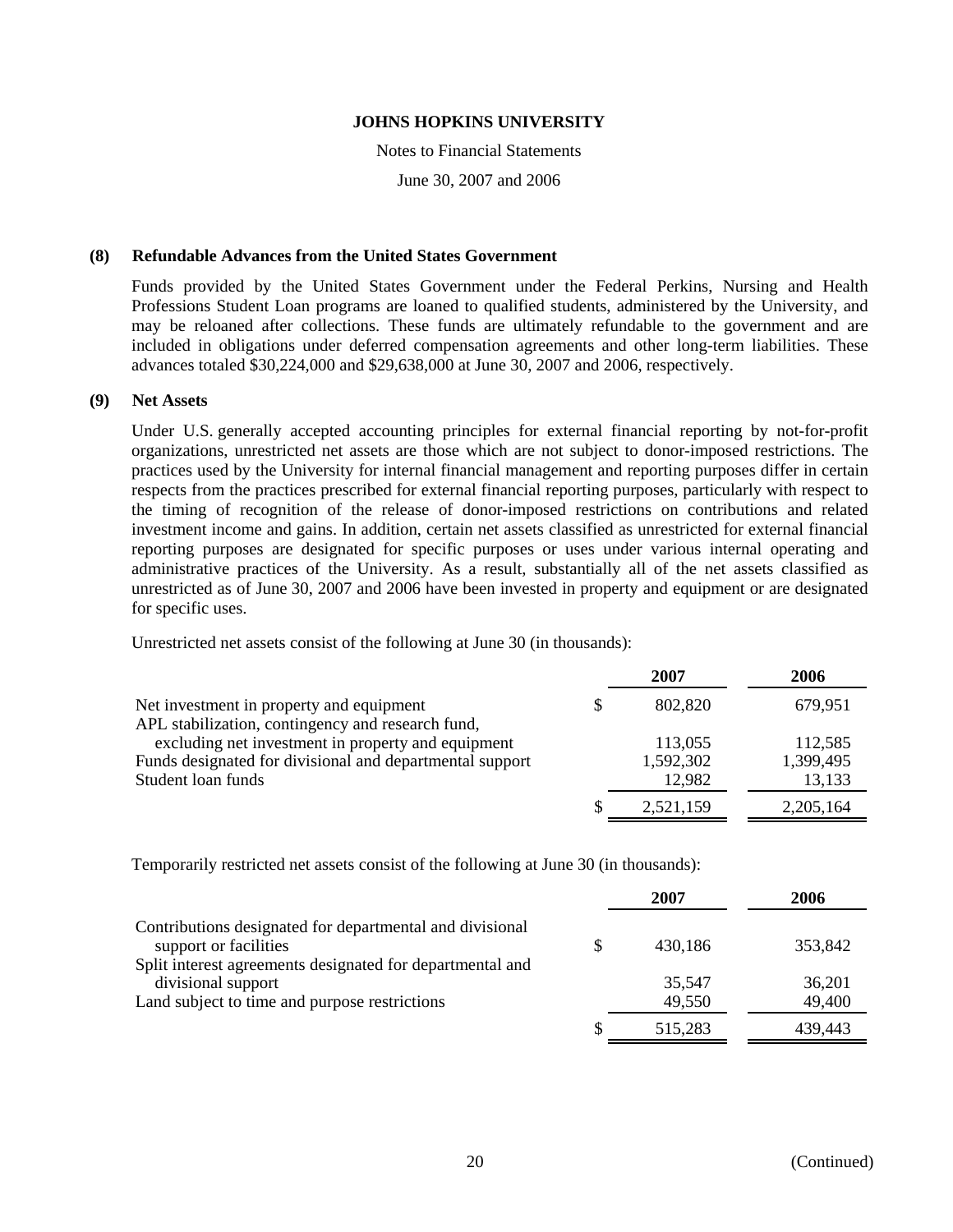**JOHNS HOPKINS UNIVERSITY**

Notes to Financial Statements

June 30, 2007 and 2006

## (8) Refundable Advances from the United States Government

Funds provided by the United States Government under the Federal Perkins, Nursing and Health Professions Student Loan programs are loaned to qualified students, administered by the University, and may be reloaned after collections. These funds are ultimately refundable to the government and are included in obligations under deferred compensation agreements and other long-term liabilities. These advances totaled $30,224,000 and $29,638,000 at June 30, 2007 and 2006, respectively.

## (9) Net Assets

Under U.S. generally accepted accounting principles for external financial reporting by not-for-profit organizations, unrestricted net assets are those which are not subject to donor-imposed restrictions. The practices used by the University for internal financial management and reporting purposes differ in certain respects from the practices prescribed for external financial reporting purposes, particularly with respect to the timing of recognition of the release of donor-imposed restrictions on contributions and related investment income and gains. In addition, certain net assets classified as unrestricted for external financial reporting purposes are designated for specific purposes or uses under various internal operating and administrative practices of the University. As a result, substantially all of the net assets classified as unrestricted as of June 30, 2007 and 2006 have been invested in property and equipment or are designated for specific uses.

Unrestricted net assets consist of the following at June 30 (in thousands):

| | 2007 | 2006 |
|---|---|---|
| Net investment in property and equipment | $ 802,820 | 679,951 |
| APL stabilization, contingency and research fund, excluding net investment in property and equipment | 113,055 | 112,585 |
| Funds designated for divisional and departmental support | 1,592,302 | 1,399,495 |
| Student loan funds | 12,982 | 13,133 |
| | $ 2,521,159 | 2,205,164 |

Temporarily restricted net assets consist of the following at June 30 (in thousands):

| | 2007 | 2006 |
|---|---|---|
| Contributions designated for departmental and divisional support or facilities | $ 430,186 | 353,842 |
| Split interest agreements designated for departmental and divisional support | 35,547 | 36,201 |
| Land subject to time and purpose restrictions | 49,550 | 49,400 |
| | $ 515,283 | 439,443 |

(Continued)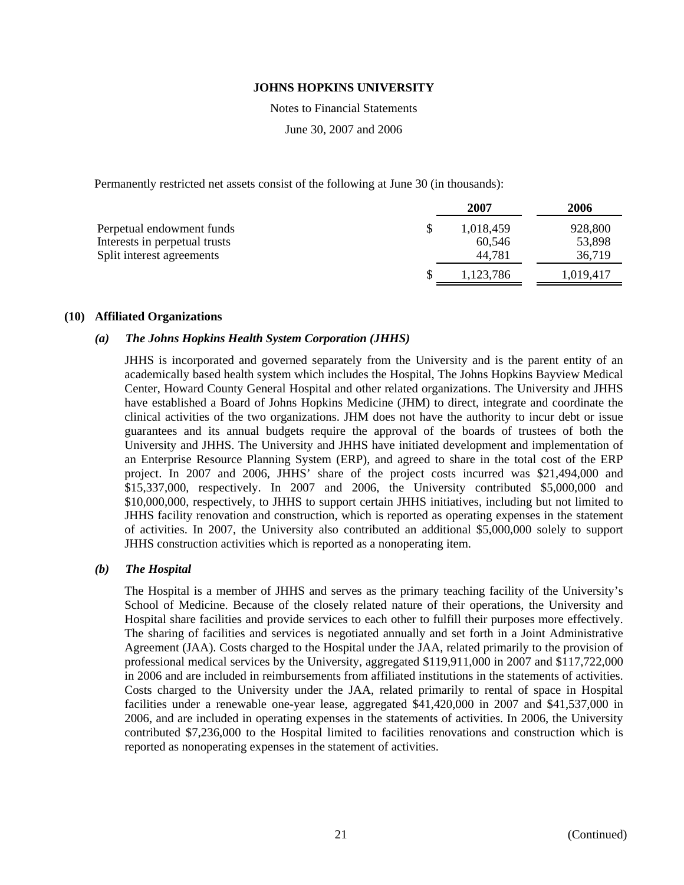Permanently restricted net assets consist of the following at June 30 (in thousands):

| | 2007 | 2006 |
|---|---|---|
| Perpetual endowment funds | $ 1,018,459 | 928,800 |
| Interests in perpetual trusts | 60,546 | 53,898 |
| Split interest agreements | 44,781 | 36,719 |
| | $ 1,123,786 | 1,019,417 |

## (10) Affiliated Organizations

### *(a) The Johns Hopkins Health System Corporation (JHHS)*

JHHS is incorporated and governed separately from the University and is the parent entity of an academically based health system which includes the Hospital, The Johns Hopkins Bayview Medical Center, Howard County General Hospital and other related organizations. The University and JHHS have established a Board of Johns Hopkins Medicine (JHM) to direct, integrate and coordinate the clinical activities of the two organizations. JHM does not have the authority to incur debt or issue guarantees and its annual budgets require the approval of the boards of trustees of both the University and JHHS. The University and JHHS have initiated development and implementation of an Enterprise Resource Planning System (ERP), and agreed to share in the total cost of the ERP project. In 2007 and 2006, JHHS' share of the project costs incurred was $21,494,000 and $15,337,000, respectively. In 2007 and 2006, the University contributed $5,000,000 and $10,000,000, respectively, to JHHS to support certain JHHS initiatives, including but not limited to JHHS facility renovation and construction, which is reported as operating expenses in the statement of activities. In 2007, the University also contributed an additional $5,000,000 solely to support JHHS construction activities which is reported as a nonoperating item.

### *(b) The Hospital*

The Hospital is a member of JHHS and serves as the primary teaching facility of the University's School of Medicine. Because of the closely related nature of their operations, the University and Hospital share facilities and provide services to each other to fulfill their purposes more effectively. The sharing of facilities and services is negotiated annually and set forth in a Joint Administrative Agreement (JAA). Costs charged to the Hospital under the JAA, related primarily to the provision of professional medical services by the University, aggregated $119,911,000 in 2007 and $117,722,000 in 2006 and are included in reimbursements from affiliated institutions in the statements of activities. Costs charged to the University under the JAA, related primarily to rental of space in Hospital facilities under a renewable one-year lease, aggregated $41,420,000 in 2007 and $41,537,000 in 2006, and are included in operating expenses in the statements of activities. In 2006, the University contributed $7,236,000 to the Hospital limited to facilities renovations and construction which is reported as nonoperating expenses in the statement of activities.

(Continued)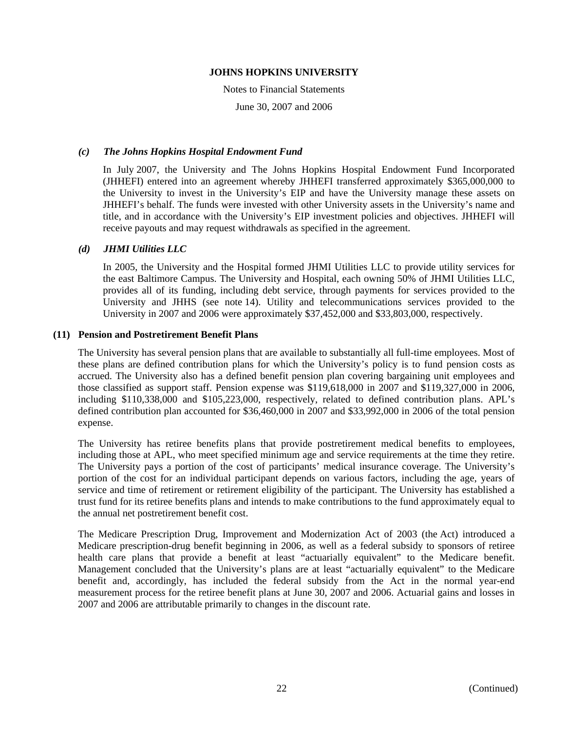### *(c) The Johns Hopkins Hospital Endowment Fund*

In July 2007, the University and The Johns Hopkins Hospital Endowment Fund Incorporated (JHHEFI) entered into an agreement whereby JHHEFI transferred approximately $365,000,000 to the University to invest in the University's EIP and have the University manage these assets on JHHEFI's behalf. The funds were invested with other University assets in the University's name and title, and in accordance with the University's EIP investment policies and objectives. JHHEFI will receive payouts and may request withdrawals as specified in the agreement.

### *(d) JHMI Utilities LLC*

In 2005, the University and the Hospital formed JHMI Utilities LLC to provide utility services for the east Baltimore Campus. The University and Hospital, each owning 50% of JHMI Utilities LLC, provides all of its funding, including debt service, through payments for services provided to the University and JHHS (see note 14). Utility and telecommunications services provided to the University in 2007 and 2006 were approximately $37,452,000 and $33,803,000, respectively.

## (11) Pension and Postretirement Benefit Plans

The University has several pension plans that are available to substantially all full-time employees. Most of these plans are defined contribution plans for which the University's policy is to fund pension costs as accrued. The University also has a defined benefit pension plan covering bargaining unit employees and those classified as support staff. Pension expense was $119,618,000 in 2007 and $119,327,000 in 2006, including $110,338,000 and $105,223,000, respectively, related to defined contribution plans. APL's defined contribution plan accounted for $36,460,000 in 2007 and $33,992,000 in 2006 of the total pension expense.

The University has retiree benefits plans that provide postretirement medical benefits to employees, including those at APL, who meet specified minimum age and service requirements at the time they retire. The University pays a portion of the cost of participants' medical insurance coverage. The University's portion of the cost for an individual participant depends on various factors, including the age, years of service and time of retirement or retirement eligibility of the participant. The University has established a trust fund for its retiree benefits plans and intends to make contributions to the fund approximately equal to the annual net postretirement benefit cost.

The Medicare Prescription Drug, Improvement and Modernization Act of 2003 (the Act) introduced a Medicare prescription-drug benefit beginning in 2006, as well as a federal subsidy to sponsors of retiree health care plans that provide a benefit at least "actuarially equivalent" to the Medicare benefit. Management concluded that the University's plans are at least "actuarially equivalent" to the Medicare benefit and, accordingly, has included the federal subsidy from the Act in the normal year-end measurement process for the retiree benefit plans at June 30, 2007 and 2006. Actuarial gains and losses in 2007 and 2006 are attributable primarily to changes in the discount rate.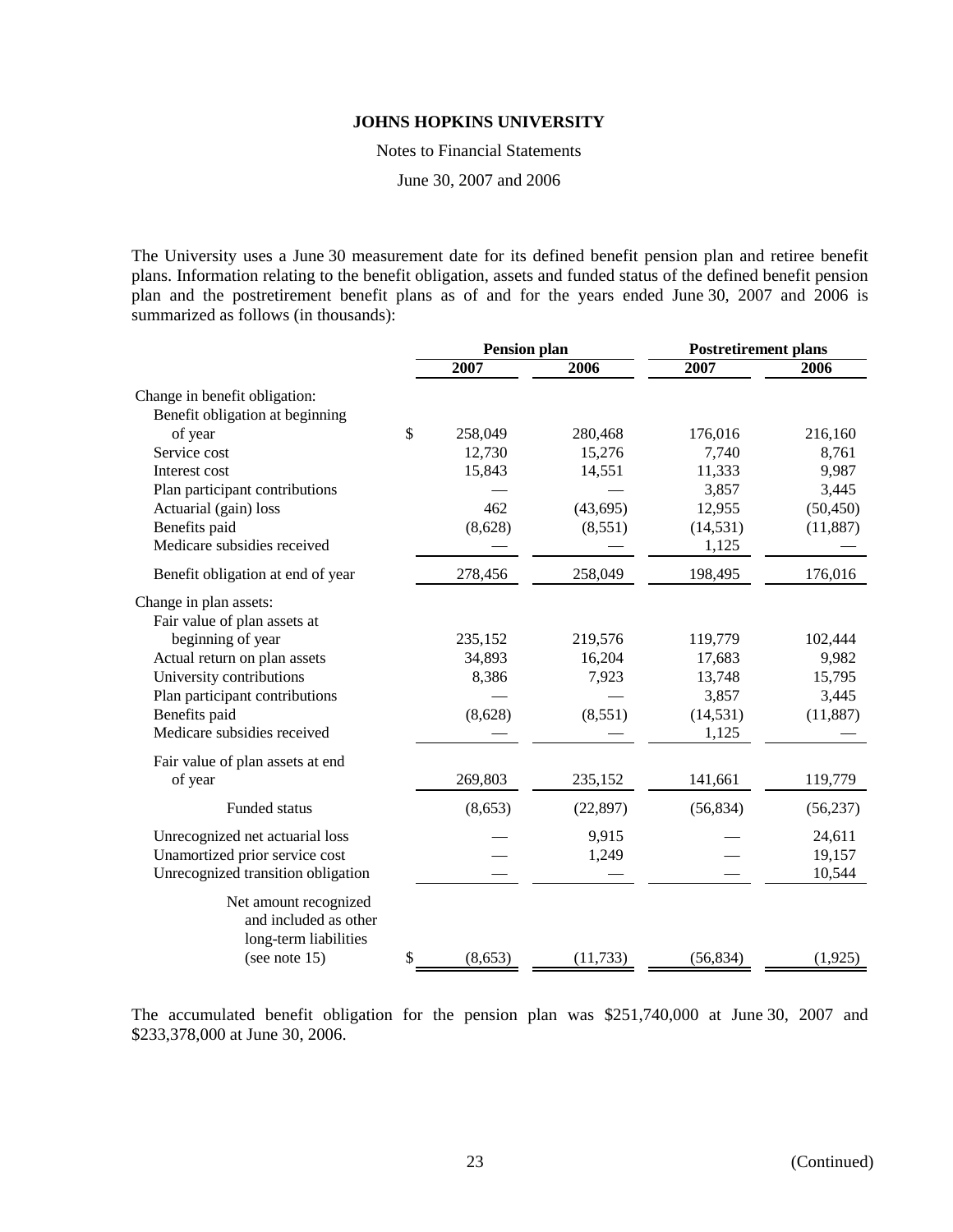**JOHNS HOPKINS UNIVERSITY**

Notes to Financial Statements

June 30, 2007 and 2006

The University uses a June 30 measurement date for its defined benefit pension plan and retiree benefit plans. Information relating to the benefit obligation, assets and funded status of the defined benefit pension plan and the postretirement benefit plans as of and for the years ended June 30, 2007 and 2006 is summarized as follows (in thousands):

| | Pension plan | | Postretirement plans | |
|---|---|---|---|---|
| | 2007 | 2006 | 2007 | 2006 |
| Change in benefit obligation: | | | | |
| Benefit obligation at beginning of year | $ 258,049 | 280,468 | 176,016 | 216,160 |
| Service cost | 12,730 | 15,276 | 7,740 | 8,761 |
| Interest cost | 15,843 | 14,551 | 11,333 | 9,987 |
| Plan participant contributions | — | — | 3,857 | 3,445 |
| Actuarial (gain) loss | 462 | (43,695) | 12,955 | (50,450) |
| Benefits paid | (8,628) | (8,551) | (14,531) | (11,887) |
| Medicare subsidies received | — | — | 1,125 | — |
| Benefit obligation at end of year | 278,456 | 258,049 | 198,495 | 176,016 |
| Change in plan assets: | | | | |
| Fair value of plan assets at beginning of year | 235,152 | 219,576 | 119,779 | 102,444 |
| Actual return on plan assets | 34,893 | 16,204 | 17,683 | 9,982 |
| University contributions | 8,386 | 7,923 | 13,748 | 15,795 |
| Plan participant contributions | — | — | 3,857 | 3,445 |
| Benefits paid | (8,628) | (8,551) | (14,531) | (11,887) |
| Medicare subsidies received | — | — | 1,125 | — |
| Fair value of plan assets at end of year | 269,803 | 235,152 | 141,661 | 119,779 |
| Funded status | (8,653) | (22,897) | (56,834) | (56,237) |
| Unrecognized net actuarial loss | — | 9,915 | — | 24,611 |
| Unamortized prior service cost | — | 1,249 | — | 19,157 |
| Unrecognized transition obligation | — | — | — | 10,544 |
| Net amount recognized and included as other long-term liabilities (see note 15) | $ (8,653) | (11,733) | (56,834) | (1,925) |

The accumulated benefit obligation for the pension plan was $251,740,000 at June 30, 2007 and $233,378,000 at June 30, 2006.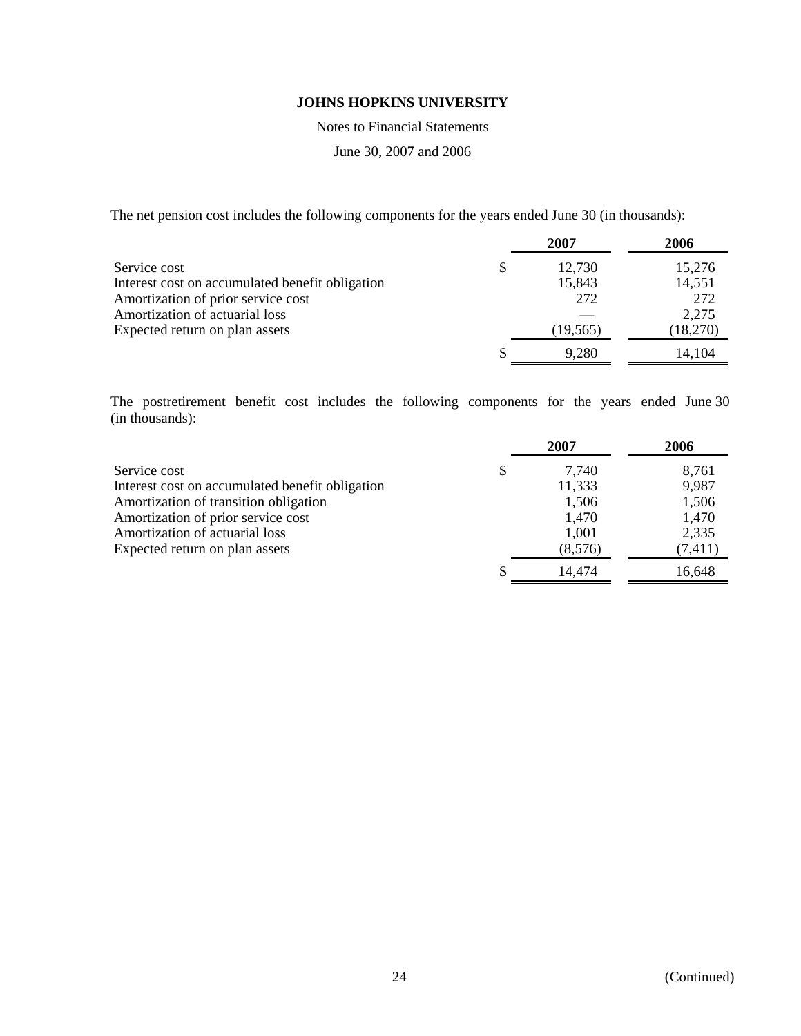**JOHNS HOPKINS UNIVERSITY**

Notes to Financial Statements

June 30, 2007 and 2006

The net pension cost includes the following components for the years ended June 30 (in thousands):

| | 2007 | 2006 |
|---|---|---|
| Service cost | $ 12,730 | 15,276 |
| Interest cost on accumulated benefit obligation | 15,843 | 14,551 |
| Amortization of prior service cost | 272 | 272 |
| Amortization of actuarial loss | — | 2,275 |
| Expected return on plan assets | (19,565) | (18,270) |
| | $ 9,280 | 14,104 |

The postretirement benefit cost includes the following components for the years ended June 30 (in thousands):

| | 2007 | 2006 |
|---|---|---|
| Service cost | $ 7,740 | 8,761 |
| Interest cost on accumulated benefit obligation | 11,333 | 9,987 |
| Amortization of transition obligation | 1,506 | 1,506 |
| Amortization of prior service cost | 1,470 | 1,470 |
| Amortization of actuarial loss | 1,001 | 2,335 |
| Expected return on plan assets | (8,576) | (7,411) |
| | $ 14,474 | 16,648 |

(Continued)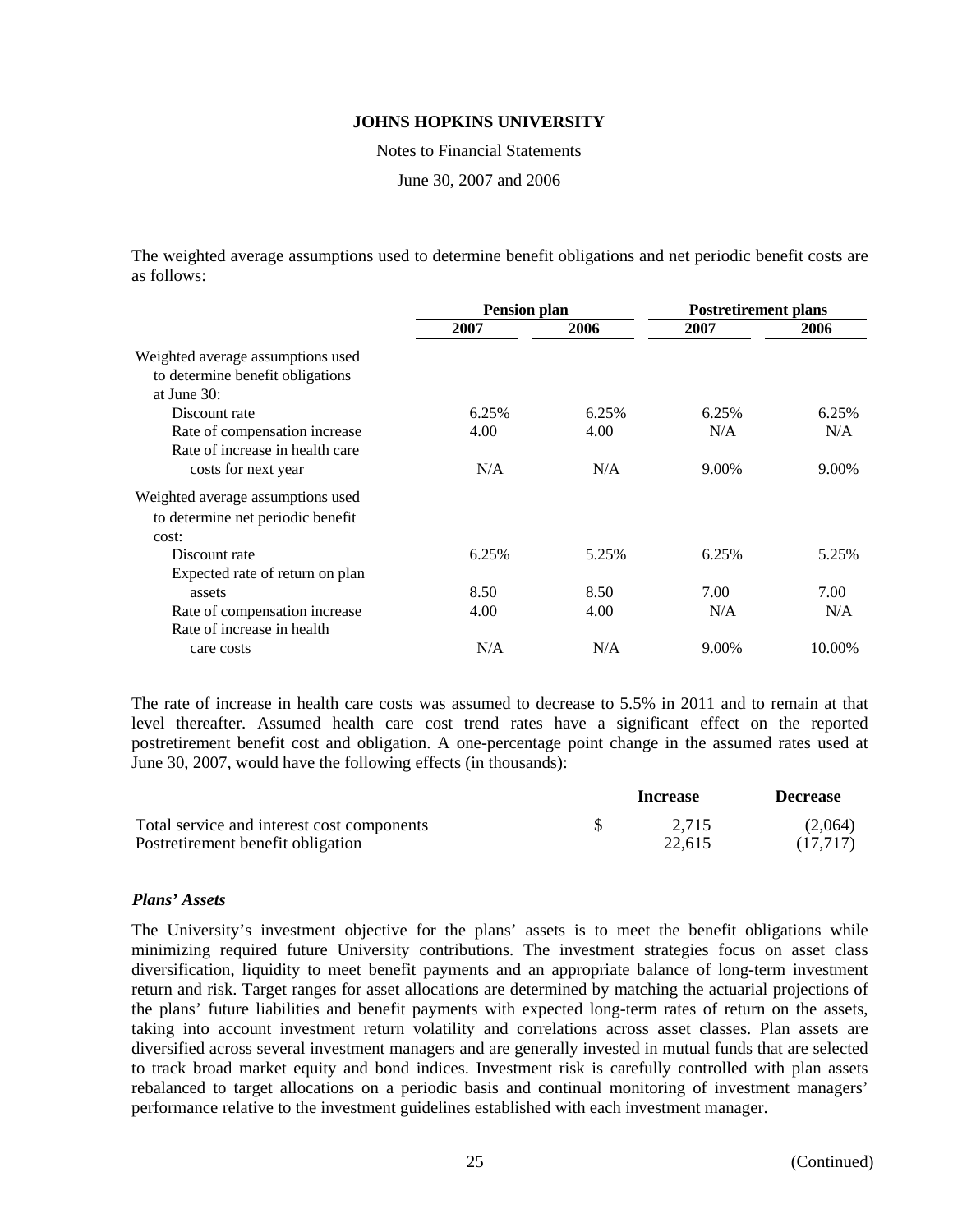The weighted average assumptions used to determine benefit obligations and net periodic benefit costs are as follows:

| | Pension plan | | Postretirement plans | |
|---|---|---|---|---|
| | 2007 | 2006 | 2007 | 2006 |
| Weighted average assumptions used to determine benefit obligations at June 30: | | | | |
| Discount rate | 6.25% | 6.25% | 6.25% | 6.25% |
| Rate of compensation increase | 4.00 | 4.00 | N/A | N/A |
| Rate of increase in health care costs for next year | N/A | N/A | 9.00% | 9.00% |
| Weighted average assumptions used to determine net periodic benefit cost: | | | | |
| Discount rate | 6.25% | 5.25% | 6.25% | 5.25% |
| Expected rate of return on plan assets | 8.50 | 8.50 | 7.00 | 7.00 |
| Rate of compensation increase | 4.00 | 4.00 | N/A | N/A |
| Rate of increase in health care costs | N/A | N/A | 9.00% | 10.00% |

The rate of increase in health care costs was assumed to decrease to 5.5% in 2011 and to remain at that level thereafter. Assumed health care cost trend rates have a significant effect on the reported postretirement benefit cost and obligation. A one-percentage point change in the assumed rates used at June 30, 2007, would have the following effects (in thousands):

| | Increase | Decrease |
|---|---|---|
| Total service and interest cost components | $ 2,715 | (2,064) |
| Postretirement benefit obligation | 22,615 | (17,717) |

### *Plans' Assets*

The University's investment objective for the plans' assets is to meet the benefit obligations while minimizing required future University contributions. The investment strategies focus on asset class diversification, liquidity to meet benefit payments and an appropriate balance of long-term investment return and risk. Target ranges for asset allocations are determined by matching the actuarial projections of the plans' future liabilities and benefit payments with expected long-term rates of return on the assets, taking into account investment return volatility and correlations across asset classes. Plan assets are diversified across several investment managers and are generally invested in mutual funds that are selected to track broad market equity and bond indices. Investment risk is carefully controlled with plan assets rebalanced to target allocations on a periodic basis and continual monitoring of investment managers' performance relative to the investment guidelines established with each investment manager.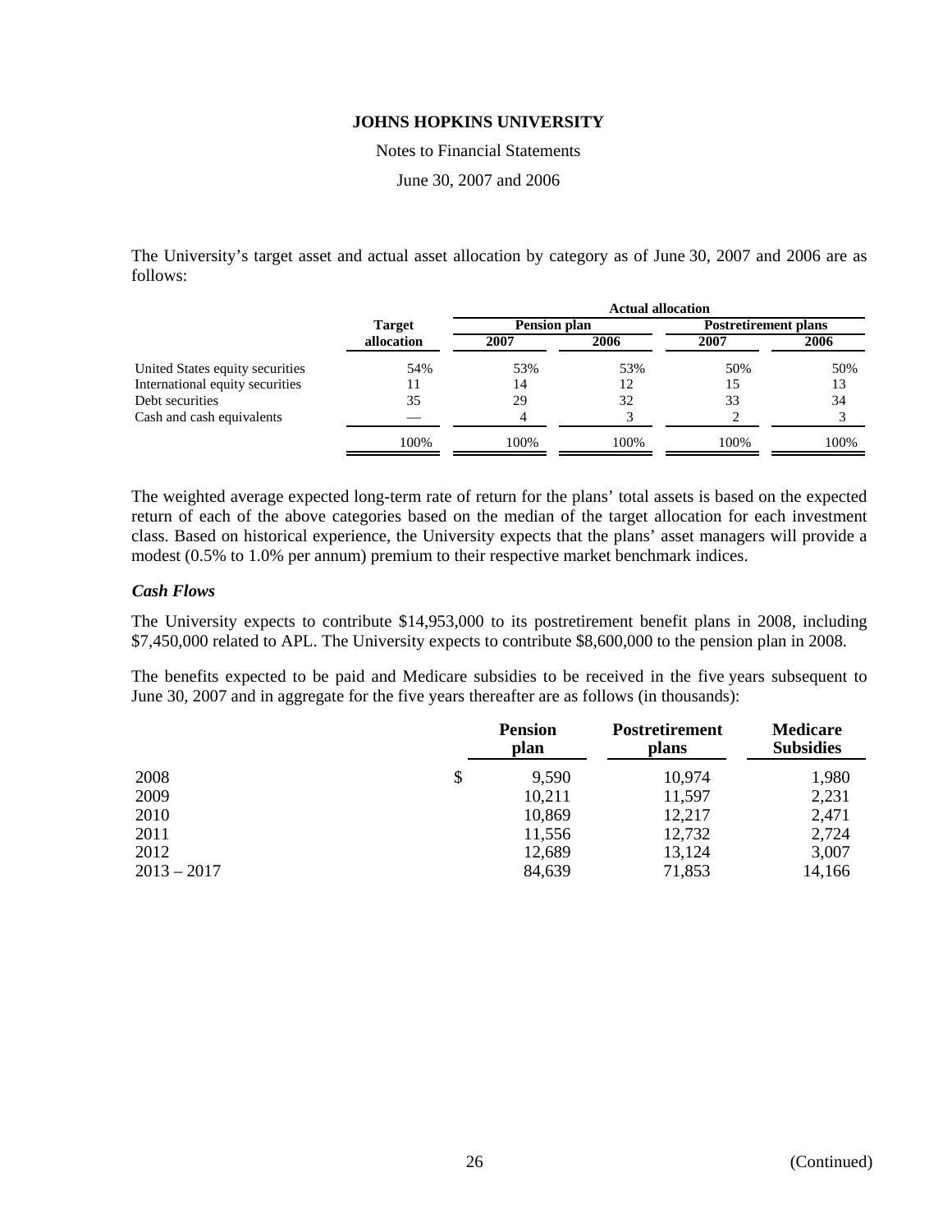The University's target asset and actual asset allocation by category as of June 30, 2007 and 2006 are as follows:

| | Target allocation | Actual allocation | | | |
|---|---|---|---|---|---|
| | | Pension plan | | Postretirement plans | |
| | | 2007 | 2006 | 2007 | 2006 |
| United States equity securities | 54% | 53% | 53% | 50% | 50% |
| International equity securities | 11 | 14 | 12 | 15 | 13 |
| Debt securities | 35 | 29 | 32 | 33 | 34 |
| Cash and cash equivalents | — | 4 | 3 | 2 | 3 |
| | 100% | 100% | 100% | 100% | 100% |

The weighted average expected long-term rate of return for the plans' total assets is based on the expected return of each of the above categories based on the median of the target allocation for each investment class. Based on historical experience, the University expects that the plans' asset managers will provide a modest (0.5% to 1.0% per annum) premium to their respective market benchmark indices.

### *Cash Flows*

The University expects to contribute $14,953,000 to its postretirement benefit plans in 2008, including $7,450,000 related to APL. The University expects to contribute $8,600,000 to the pension plan in 2008.

The benefits expected to be paid and Medicare subsidies to be received in the five years subsequent to June 30, 2007 and in aggregate for the five years thereafter are as follows (in thousands):

| | Pension plan | Postretirement plans | Medicare Subsidies |
|---|---|---|---|
| 2008 | $ 9,590 | 10,974 | 1,980 |
| 2009 | 10,211 | 11,597 | 2,231 |
| 2010 | 10,869 | 12,217 | 2,471 |
| 2011 | 11,556 | 12,732 | 2,724 |
| 2012 | 12,689 | 13,124 | 3,007 |
| 2013 – 2017 | 84,639 | 71,853 | 14,166 |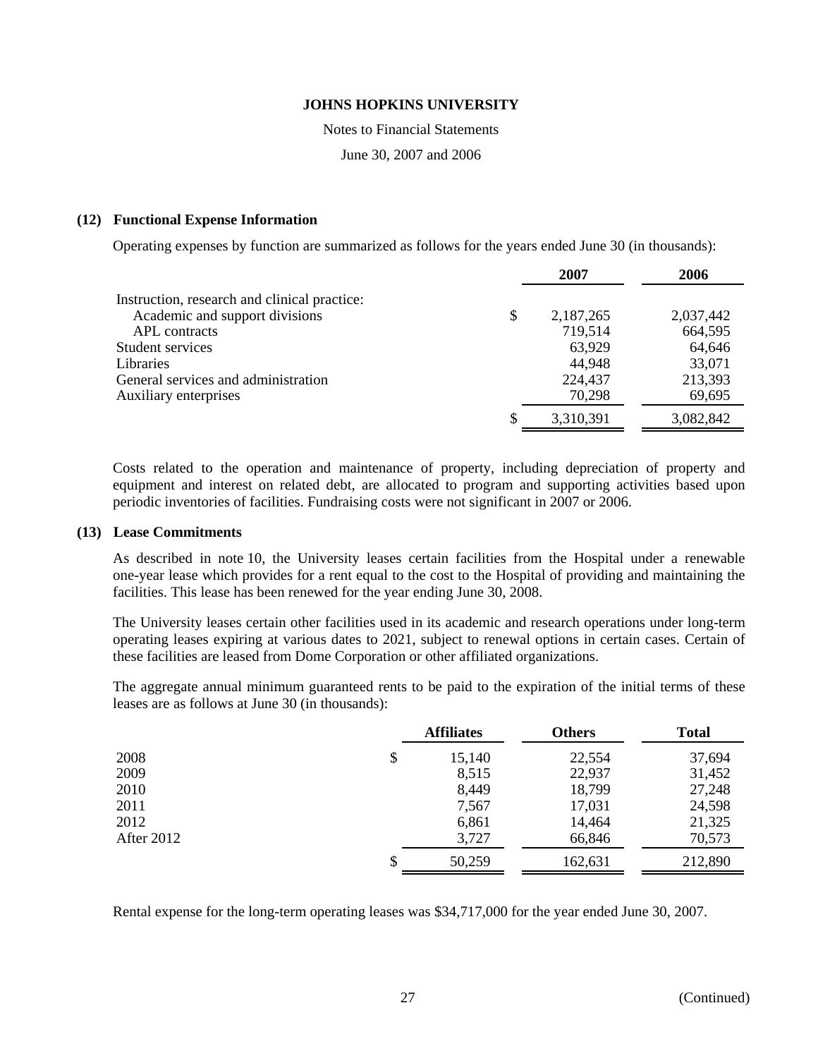**JOHNS HOPKINS UNIVERSITY**

Notes to Financial Statements

June 30, 2007 and 2006

### (12) Functional Expense Information

Operating expenses by function are summarized as follows for the years ended June 30 (in thousands):

| | 2007 | 2006 |
|---|---|---|
| Instruction, research and clinical practice: | | |
| Academic and support divisions | $ 2,187,265 | 2,037,442 |
| APL contracts | 719,514 | 664,595 |
| Student services | 63,929 | 64,646 |
| Libraries | 44,948 | 33,071 |
| General services and administration | 224,437 | 213,393 |
| Auxiliary enterprises | 70,298 | 69,695 |
| | $ 3,310,391 | 3,082,842 |

Costs related to the operation and maintenance of property, including depreciation of property and equipment and interest on related debt, are allocated to program and supporting activities based upon periodic inventories of facilities. Fundraising costs were not significant in 2007 or 2006.

### (13) Lease Commitments

As described in note 10, the University leases certain facilities from the Hospital under a renewable one-year lease which provides for a rent equal to the cost to the Hospital of providing and maintaining the facilities. This lease has been renewed for the year ending June 30, 2008.

The University leases certain other facilities used in its academic and research operations under long-term operating leases expiring at various dates to 2021, subject to renewal options in certain cases. Certain of these facilities are leased from Dome Corporation or other affiliated organizations.

The aggregate annual minimum guaranteed rents to be paid to the expiration of the initial terms of these leases are as follows at June 30 (in thousands):

| | Affiliates | Others | Total |
|---|---|---|---|
| 2008 | $ 15,140 | 22,554 | 37,694 |
| 2009 | 8,515 | 22,937 | 31,452 |
| 2010 | 8,449 | 18,799 | 27,248 |
| 2011 | 7,567 | 17,031 | 24,598 |
| 2012 | 6,861 | 14,464 | 21,325 |
| After 2012 | 3,727 | 66,846 | 70,573 |
| | $ 50,259 | 162,631 | 212,890 |

Rental expense for the long-term operating leases was $34,717,000 for the year ended June 30, 2007.

(Continued)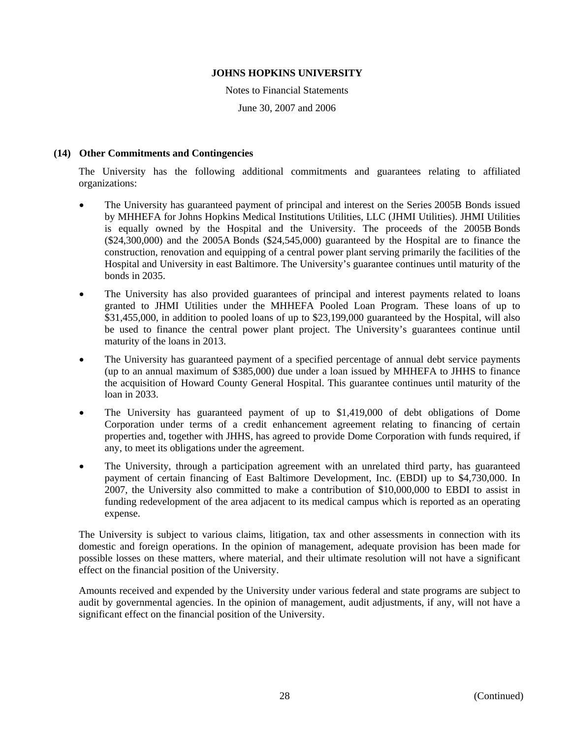## (14) Other Commitments and Contingencies

The University has the following additional commitments and guarantees relating to affiliated organizations:

- The University has guaranteed payment of principal and interest on the Series 2005B Bonds issued by MHHEFA for Johns Hopkins Medical Institutions Utilities, LLC (JHMI Utilities). JHMI Utilities is equally owned by the Hospital and the University. The proceeds of the 2005B Bonds ($24,300,000) and the 2005A Bonds ($24,545,000) guaranteed by the Hospital are to finance the construction, renovation and equipping of a central power plant serving primarily the facilities of the Hospital and University in east Baltimore. The University's guarantee continues until maturity of the bonds in 2035.
- The University has also provided guarantees of principal and interest payments related to loans granted to JHMI Utilities under the MHHEFA Pooled Loan Program. These loans of up to $31,455,000, in addition to pooled loans of up to $23,199,000 guaranteed by the Hospital, will also be used to finance the central power plant project. The University's guarantees continue until maturity of the loans in 2013.
- The University has guaranteed payment of a specified percentage of annual debt service payments (up to an annual maximum of $385,000) due under a loan issued by MHHEFA to JHHS to finance the acquisition of Howard County General Hospital. This guarantee continues until maturity of the loan in 2033.
- The University has guaranteed payment of up to $1,419,000 of debt obligations of Dome Corporation under terms of a credit enhancement agreement relating to financing of certain properties and, together with JHHS, has agreed to provide Dome Corporation with funds required, if any, to meet its obligations under the agreement.
- The University, through a participation agreement with an unrelated third party, has guaranteed payment of certain financing of East Baltimore Development, Inc. (EBDI) up to $4,730,000. In 2007, the University also committed to make a contribution of $10,000,000 to EBDI to assist in funding redevelopment of the area adjacent to its medical campus which is reported as an operating expense.

The University is subject to various claims, litigation, tax and other assessments in connection with its domestic and foreign operations. In the opinion of management, adequate provision has been made for possible losses on these matters, where material, and their ultimate resolution will not have a significant effect on the financial position of the University.

Amounts received and expended by the University under various federal and state programs are subject to audit by governmental agencies. In the opinion of management, audit adjustments, if any, will not have a significant effect on the financial position of the University.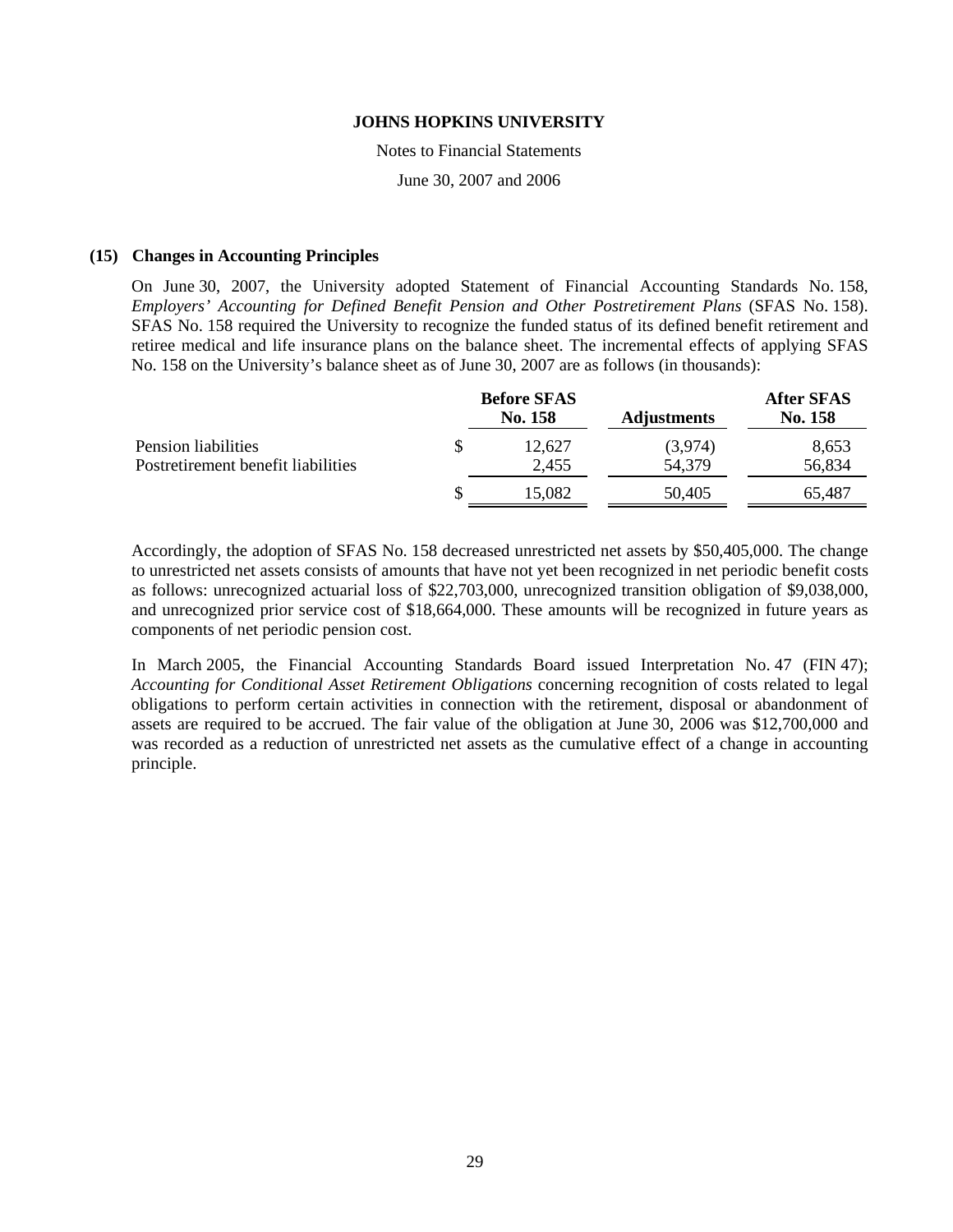**JOHNS HOPKINS UNIVERSITY**

Notes to Financial Statements

June 30, 2007 and 2006

## (15) Changes in Accounting Principles

On June 30, 2007, the University adopted Statement of Financial Accounting Standards No. 158, *Employers' Accounting for Defined Benefit Pension and Other Postretirement Plans* (SFAS No. 158). SFAS No. 158 required the University to recognize the funded status of its defined benefit retirement and retiree medical and life insurance plans on the balance sheet. The incremental effects of applying SFAS No. 158 on the University's balance sheet as of June 30, 2007 are as follows (in thousands):

| | Before SFAS No. 158 | Adjustments | After SFAS No. 158 |
|---|---|---|---|
| Pension liabilities | $ 12,627 | (3,974) | 8,653 |
| Postretirement benefit liabilities | 2,455 | 54,379 | 56,834 |
| | $ 15,082 | 50,405 | 65,487 |

Accordingly, the adoption of SFAS No. 158 decreased unrestricted net assets by $50,405,000. The change to unrestricted net assets consists of amounts that have not yet been recognized in net periodic benefit costs as follows: unrecognized actuarial loss of $22,703,000, unrecognized transition obligation of $9,038,000, and unrecognized prior service cost of $18,664,000. These amounts will be recognized in future years as components of net periodic pension cost.

In March 2005, the Financial Accounting Standards Board issued Interpretation No. 47 (FIN 47); *Accounting for Conditional Asset Retirement Obligations* concerning recognition of costs related to legal obligations to perform certain activities in connection with the retirement, disposal or abandonment of assets are required to be accrued. The fair value of the obligation at June 30, 2006 was $12,700,000 and was recorded as a reduction of unrestricted net assets as the cumulative effect of a change in accounting principle.